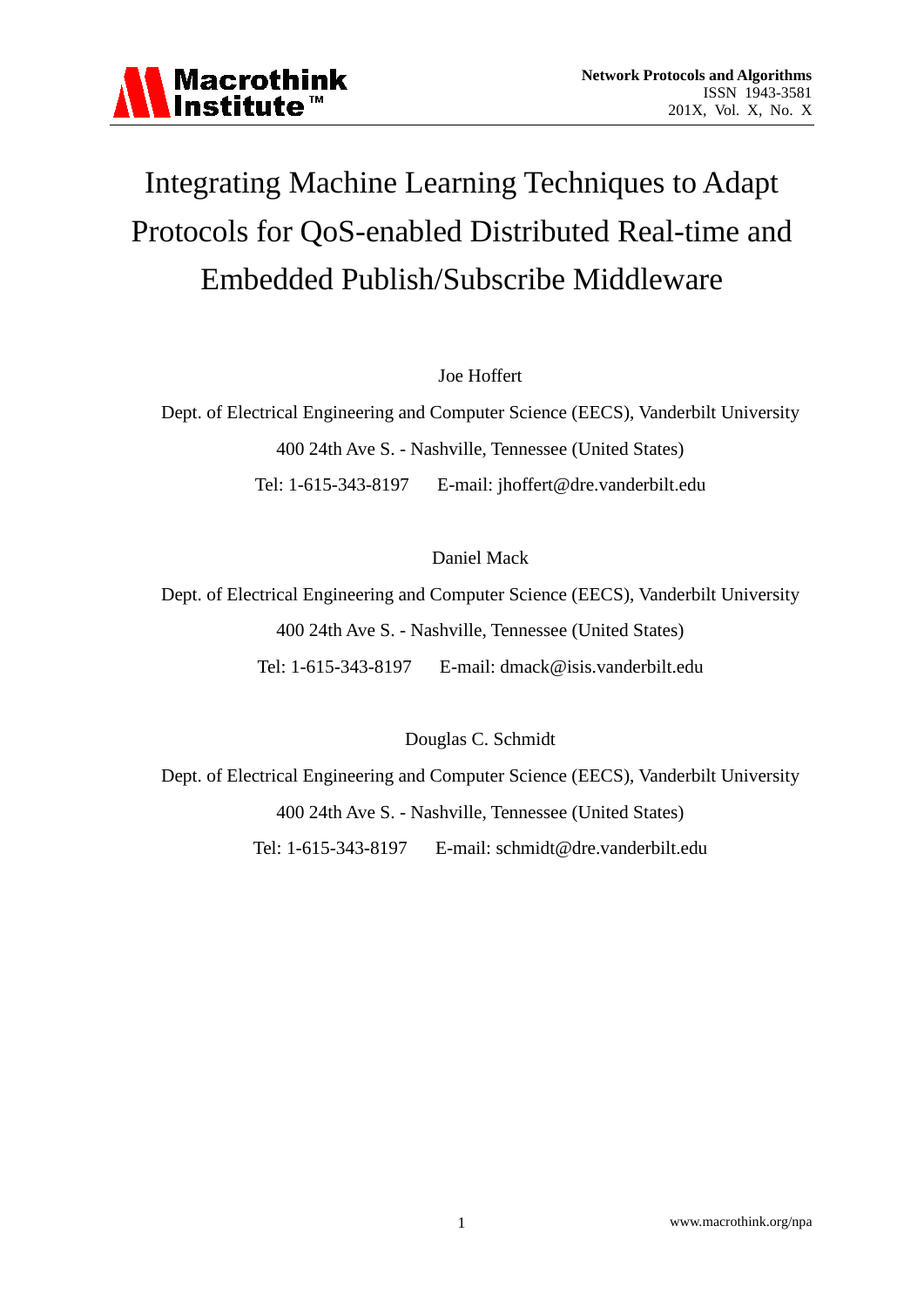# Integrating Machine Learning Techniques to Adapt Protocols for QoS-enabled Distributed Real-time and Embedded Publish/Subscribe Middleware

Joe Hoffert

Dept. of Electrical Engineering and Computer Science (EECS), Vanderbilt University

400 24th Ave S. - Nashville, Tennessee (United States)

Tel: 1-615-343-8197 E-mail: jhoffert@dre.vanderbilt.edu

Daniel Mack

Dept. of Electrical Engineering and Computer Science (EECS), Vanderbilt University

400 24th Ave S. - Nashville, Tennessee (United States)

Tel: 1-615-343-8197 E-mail: dmack@isis.vanderbilt.edu

Douglas C. Schmidt

Dept. of Electrical Engineering and Computer Science (EECS), Vanderbilt University

400 24th Ave S. - Nashville, Tennessee (United States)

Tel: 1-615-343-8197 E-mail: schmidt@dre.vanderbilt.edu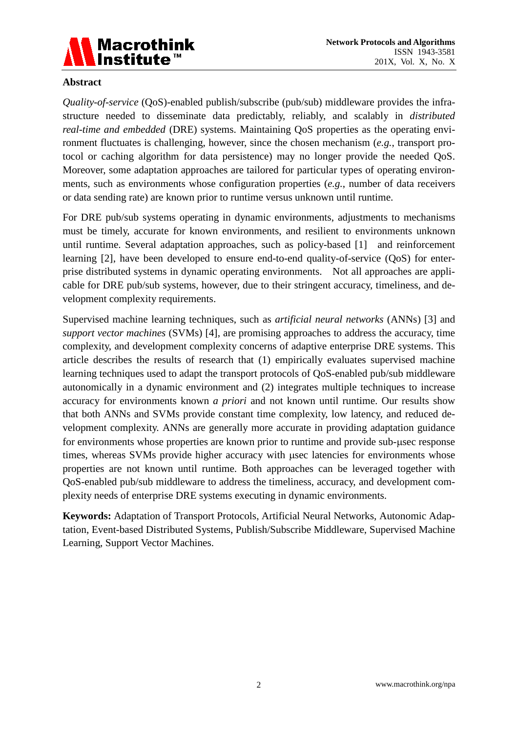## Abstract

*Quality-of-service* (QoS)-enabled publish/subscribe (pub/sub) middleware provides the infrastructure needed to disseminate data predictably, reliably, and scalably in *distributed real-time and embedded* (DRE) systems. Maintaining QoS properties as the operating environment fluctuates is challenging, however, since the chosen mechanism (*e.g.*, transport protocol or caching algorithm for data persistence) may no longer provide the needed QoS. Moreover, some adaptation approaches are tailored for particular types of operating environments, such as environments whose configuration properties (*e.g.*, number of data receivers or data sending rate) are known prior to runtime versus unknown until runtime.

For DRE pub/sub systems operating in dynamic environments, adjustments to mechanisms must be timely, accurate for known environments, and resilient to environments unknown until runtime. Several adaptation approaches, such as policy-based [1] and reinforcement learning [2], have been developed to ensure end-to-end quality-of-service (QoS) for enterprise distributed systems in dynamic operating environments. Not all approaches are applicable for DRE pub/sub systems, however, due to their stringent accuracy, timeliness, and development complexity requirements.

Supervised machine learning techniques, such as *artificial neural networks* (ANNs) [3] and *support vector machines* (SVMs) [4], are promising approaches to address the accuracy, time complexity, and development complexity concerns of adaptive enterprise DRE systems. This article describes the results of research that (1) empirically evaluates supervised machine learning techniques used to adapt the transport protocols of QoS-enabled pub/sub middleware autonomically in a dynamic environment and (2) integrates multiple techniques to increase accuracy for environments known *a priori* and not known until runtime. Our results show that both ANNs and SVMs provide constant time complexity, low latency, and reduced development complexity. ANNs are generally more accurate in providing adaptation guidance for environments whose properties are known prior to runtime and provide sub-μsec response times, whereas SVMs provide higher accuracy with μsec latencies for environments whose properties are not known until runtime. Both approaches can be leveraged together with QoS-enabled pub/sub middleware to address the timeliness, accuracy, and development complexity needs of enterprise DRE systems executing in dynamic environments.

**Keywords:** Adaptation of Transport Protocols, Artificial Neural Networks, Autonomic Adaptation, Event-based Distributed Systems, Publish/Subscribe Middleware, Supervised Machine Learning, Support Vector Machines.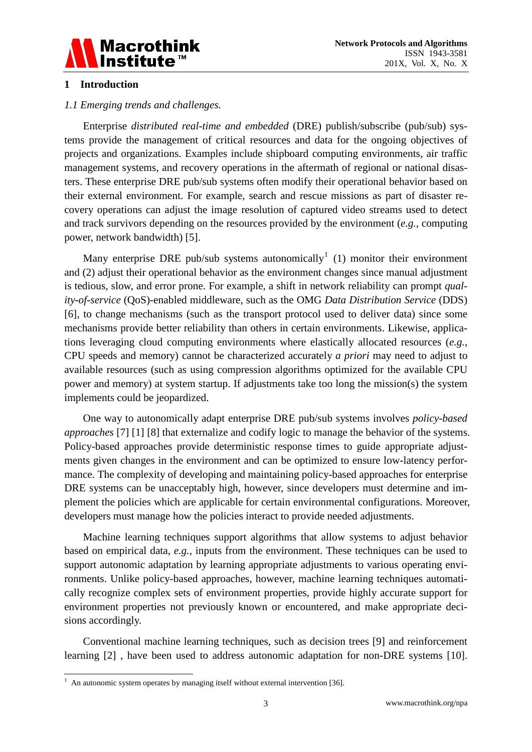## 1 Introduction

*1.1 Emerging trends and challenges.*

Enterprise *distributed real-time and embedded* (DRE) publish/subscribe (pub/sub) systems provide the management of critical resources and data for the ongoing objectives of projects and organizations. Examples include shipboard computing environments, air traffic management systems, and recovery operations in the aftermath of regional or national disasters. These enterprise DRE pub/sub systems often modify their operational behavior based on their external environment. For example, search and rescue missions as part of disaster recovery operations can adjust the image resolution of captured video streams used to detect and track survivors depending on the resources provided by the environment (*e.g.*, computing power, network bandwidth) [5].

Many enterprise DRE pub/sub systems autonomically[1] (1) monitor their environment and (2) adjust their operational behavior as the environment changes since manual adjustment is tedious, slow, and error prone. For example, a shift in network reliability can prompt *quality-of-service* (QoS)-enabled middleware, such as the OMG *Data Distribution Service* (DDS) [6], to change mechanisms (such as the transport protocol used to deliver data) since some mechanisms provide better reliability than others in certain environments. Likewise, applications leveraging cloud computing environments where elastically allocated resources (*e.g.*, CPU speeds and memory) cannot be characterized accurately *a priori* may need to adjust to available resources (such as using compression algorithms optimized for the available CPU power and memory) at system startup. If adjustments take too long the mission(s) the system implements could be jeopardized.

One way to autonomically adapt enterprise DRE pub/sub systems involves *policy-based approaches* [7] [1] [8] that externalize and codify logic to manage the behavior of the systems. Policy-based approaches provide deterministic response times to guide appropriate adjustments given changes in the environment and can be optimized to ensure low-latency performance. The complexity of developing and maintaining policy-based approaches for enterprise DRE systems can be unacceptably high, however, since developers must determine and implement the policies which are applicable for certain environmental configurations. Moreover, developers must manage how the policies interact to provide needed adjustments.

Machine learning techniques support algorithms that allow systems to adjust behavior based on empirical data, *e.g.*, inputs from the environment. These techniques can be used to support autonomic adaptation by learning appropriate adjustments to various operating environments. Unlike policy-based approaches, however, machine learning techniques automatically recognize complex sets of environment properties, provide highly accurate support for environment properties not previously known or encountered, and make appropriate decisions accordingly.

Conventional machine learning techniques, such as decision trees [9] and reinforcement learning [2] , have been used to address autonomic adaptation for non-DRE systems [10].

[1] An autonomic system operates by managing itself without external intervention [36].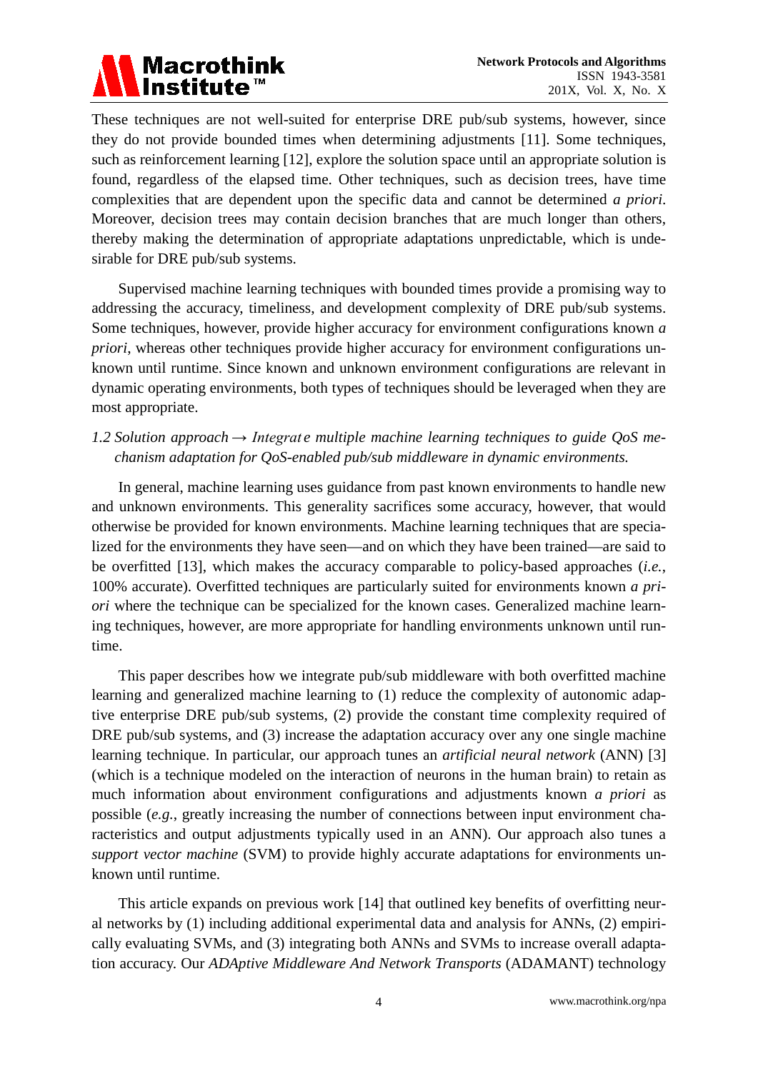These techniques are not well-suited for enterprise DRE pub/sub systems, however, since they do not provide bounded times when determining adjustments [11]. Some techniques, such as reinforcement learning [12], explore the solution space until an appropriate solution is found, regardless of the elapsed time. Other techniques, such as decision trees, have time complexities that are dependent upon the specific data and cannot be determined *a priori*. Moreover, decision trees may contain decision branches that are much longer than others, thereby making the determination of appropriate adaptations unpredictable, which is undesirable for DRE pub/sub systems.

Supervised machine learning techniques with bounded times provide a promising way to addressing the accuracy, timeliness, and development complexity of DRE pub/sub systems. Some techniques, however, provide higher accuracy for environment configurations known *a priori*, whereas other techniques provide higher accuracy for environment configurations unknown until runtime. Since known and unknown environment configurations are relevant in dynamic operating environments, both types of techniques should be leveraged when they are most appropriate.

### *1.2 Solution approach → Integrate multiple machine learning techniques to guide QoS mechanism adaptation for QoS-enabled pub/sub middleware in dynamic environments.*

In general, machine learning uses guidance from past known environments to handle new and unknown environments. This generality sacrifices some accuracy, however, that would otherwise be provided for known environments. Machine learning techniques that are specialized for the environments they have seen—and on which they have been trained—are said to be overfitted [13], which makes the accuracy comparable to policy-based approaches (*i.e.*, 100% accurate). Overfitted techniques are particularly suited for environments known *a priori* where the technique can be specialized for the known cases. Generalized machine learning techniques, however, are more appropriate for handling environments unknown until runtime.

This paper describes how we integrate pub/sub middleware with both overfitted machine learning and generalized machine learning to (1) reduce the complexity of autonomic adaptive enterprise DRE pub/sub systems, (2) provide the constant time complexity required of DRE pub/sub systems, and (3) increase the adaptation accuracy over any one single machine learning technique. In particular, our approach tunes an *artificial neural network* (ANN) [3] (which is a technique modeled on the interaction of neurons in the human brain) to retain as much information about environment configurations and adjustments known *a priori* as possible (*e.g.*, greatly increasing the number of connections between input environment characteristics and output adjustments typically used in an ANN). Our approach also tunes a *support vector machine* (SVM) to provide highly accurate adaptations for environments unknown until runtime.

This article expands on previous work [14] that outlined key benefits of overfitting neural networks by (1) including additional experimental data and analysis for ANNs, (2) empirically evaluating SVMs, and (3) integrating both ANNs and SVMs to increase overall adaptation accuracy. Our *ADAptive Middleware And Network Transports* (ADAMANT) technology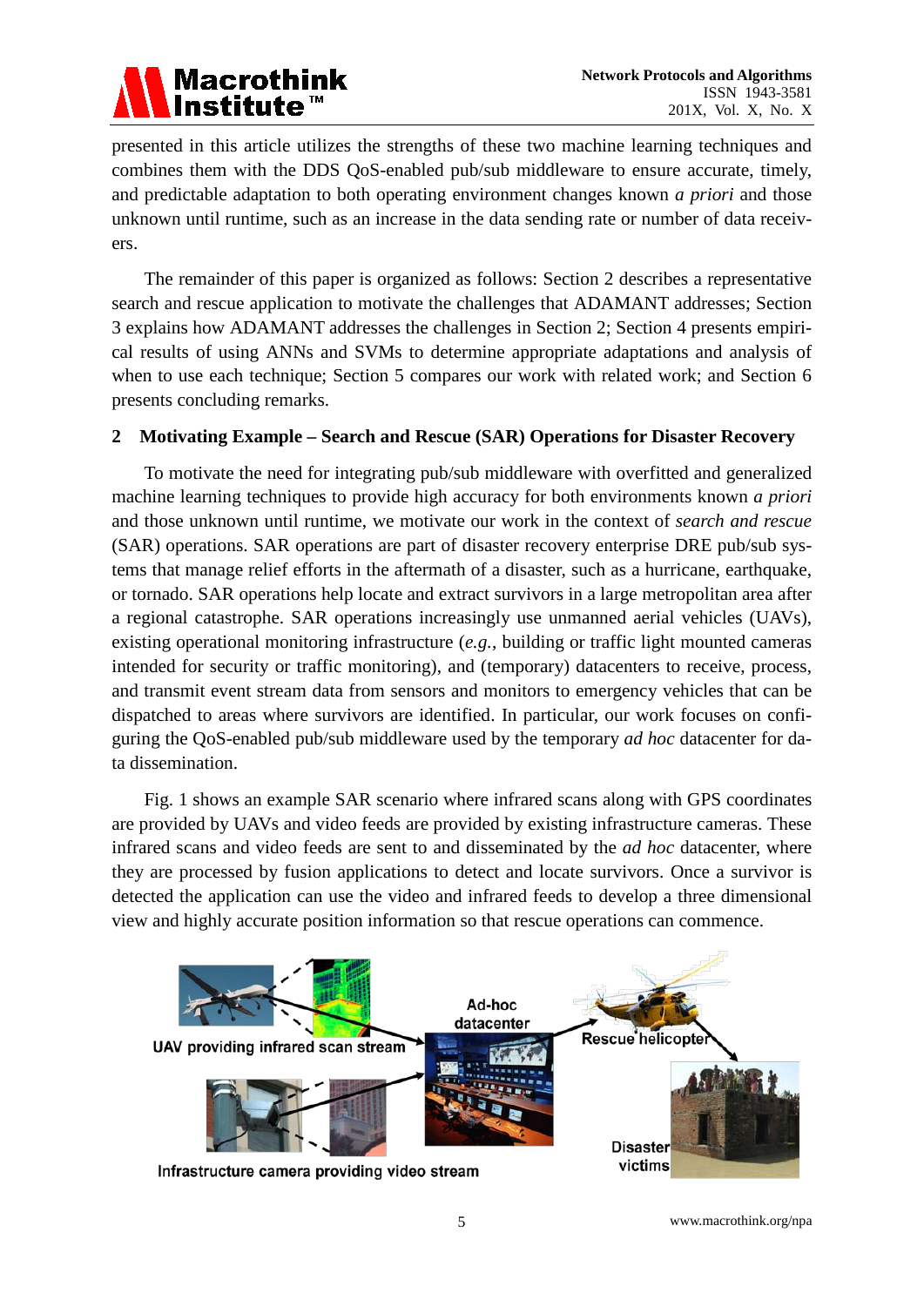presented in this article utilizes the strengths of these two machine learning techniques and combines them with the DDS QoS-enabled pub/sub middleware to ensure accurate, timely, and predictable adaptation to both operating environment changes known *a priori* and those unknown until runtime, such as an increase in the data sending rate or number of data receivers.

The remainder of this paper is organized as follows: Section 2 describes a representative search and rescue application to motivate the challenges that ADAMANT addresses; Section 3 explains how ADAMANT addresses the challenges in Section 2; Section 4 presents empirical results of using ANNs and SVMs to determine appropriate adaptations and analysis of when to use each technique; Section 5 compares our work with related work; and Section 6 presents concluding remarks.

## 2 Motivating Example – Search and Rescue (SAR) Operations for Disaster Recovery

To motivate the need for integrating pub/sub middleware with overfitted and generalized machine learning techniques to provide high accuracy for both environments known *a priori* and those unknown until runtime, we motivate our work in the context of *search and rescue* (SAR) operations. SAR operations are part of disaster recovery enterprise DRE pub/sub systems that manage relief efforts in the aftermath of a disaster, such as a hurricane, earthquake, or tornado. SAR operations help locate and extract survivors in a large metropolitan area after a regional catastrophe. SAR operations increasingly use unmanned aerial vehicles (UAVs), existing operational monitoring infrastructure (*e.g.*, building or traffic light mounted cameras intended for security or traffic monitoring), and (temporary) datacenters to receive, process, and transmit event stream data from sensors and monitors to emergency vehicles that can be dispatched to areas where survivors are identified. In particular, our work focuses on configuring the QoS-enabled pub/sub middleware used by the temporary *ad hoc* datacenter for data dissemination.

Fig. 1 shows an example SAR scenario where infrared scans along with GPS coordinates are provided by UAVs and video feeds are provided by existing infrastructure cameras. These infrared scans and video feeds are sent to and disseminated by the *ad hoc* datacenter, where they are processed by fusion applications to detect and locate survivors. Once a survivor is detected the application can use the video and infrared feeds to develop a three dimensional view and highly accurate position information so that rescue operations can commence.

UAV providing infrared scan stream

Ad-hoc datacenter

Rescue helicopter

Infrastructure camera providing video stream

Disaster victims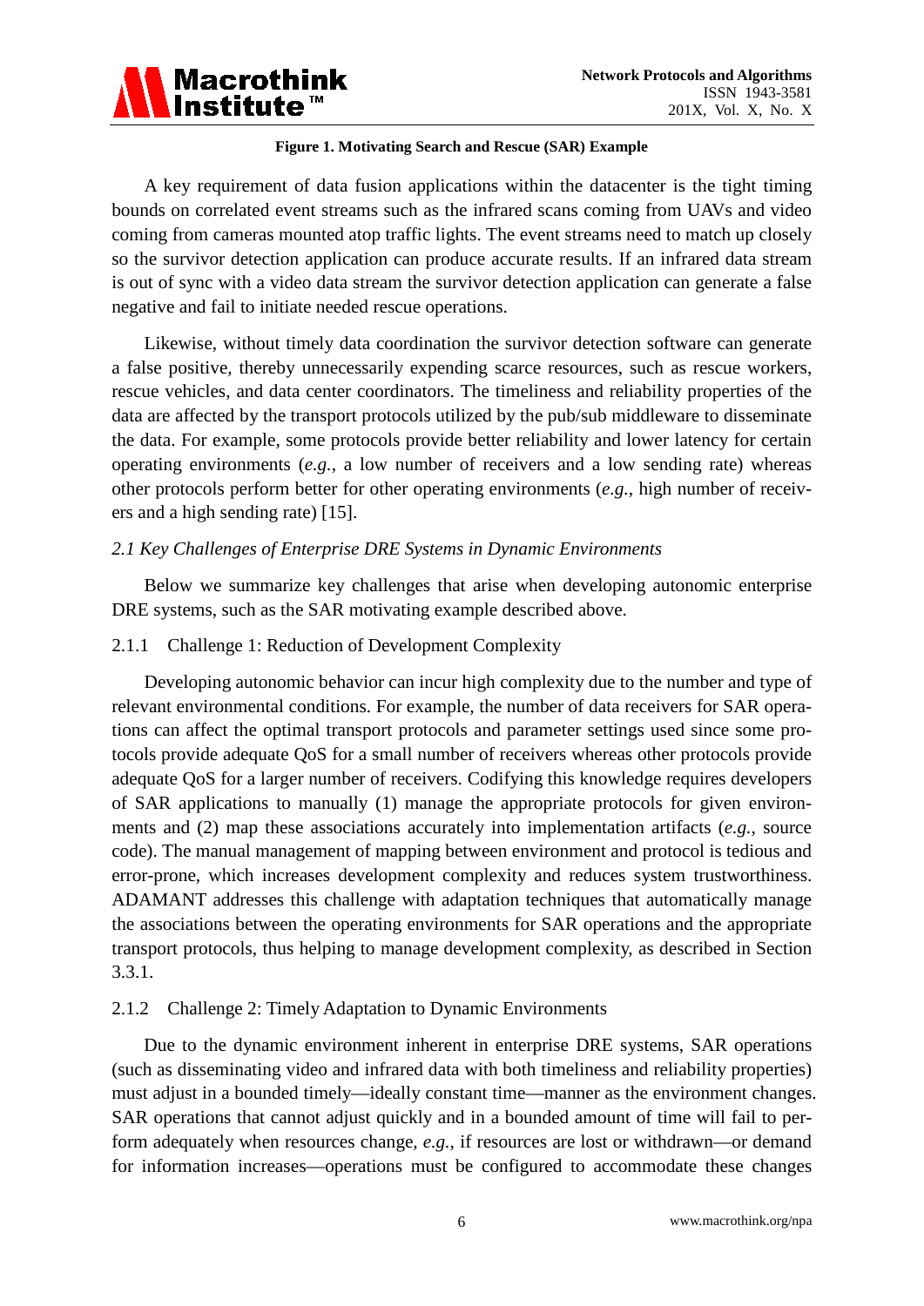**Figure 1. Motivating Search and Rescue (SAR) Example**

A key requirement of data fusion applications within the datacenter is the tight timing bounds on correlated event streams such as the infrared scans coming from UAVs and video coming from cameras mounted atop traffic lights. The event streams need to match up closely so the survivor detection application can produce accurate results. If an infrared data stream is out of sync with a video data stream the survivor detection application can generate a false negative and fail to initiate needed rescue operations.

Likewise, without timely data coordination the survivor detection software can generate a false positive, thereby unnecessarily expending scarce resources, such as rescue workers, rescue vehicles, and data center coordinators. The timeliness and reliability properties of the data are affected by the transport protocols utilized by the pub/sub middleware to disseminate the data. For example, some protocols provide better reliability and lower latency for certain operating environments (*e.g.*, a low number of receivers and a low sending rate) whereas other protocols perform better for other operating environments (*e.g.*, high number of receivers and a high sending rate) [15].

### *2.1 Key Challenges of Enterprise DRE Systems in Dynamic Environments*

Below we summarize key challenges that arise when developing autonomic enterprise DRE systems, such as the SAR motivating example described above.

#### 2.1.1 Challenge 1: Reduction of Development Complexity

Developing autonomic behavior can incur high complexity due to the number and type of relevant environmental conditions. For example, the number of data receivers for SAR operations can affect the optimal transport protocols and parameter settings used since some protocols provide adequate QoS for a small number of receivers whereas other protocols provide adequate QoS for a larger number of receivers. Codifying this knowledge requires developers of SAR applications to manually (1) manage the appropriate protocols for given environments and (2) map these associations accurately into implementation artifacts (*e.g.*, source code). The manual management of mapping between environment and protocol is tedious and error-prone, which increases development complexity and reduces system trustworthiness. ADAMANT addresses this challenge with adaptation techniques that automatically manage the associations between the operating environments for SAR operations and the appropriate transport protocols, thus helping to manage development complexity, as described in Section 3.3.1.

#### 2.1.2 Challenge 2: Timely Adaptation to Dynamic Environments

Due to the dynamic environment inherent in enterprise DRE systems, SAR operations (such as disseminating video and infrared data with both timeliness and reliability properties) must adjust in a bounded timely—ideally constant time—manner as the environment changes. SAR operations that cannot adjust quickly and in a bounded amount of time will fail to perform adequately when resources change, *e.g.*, if resources are lost or withdrawn—or demand for information increases—operations must be configured to accommodate these changes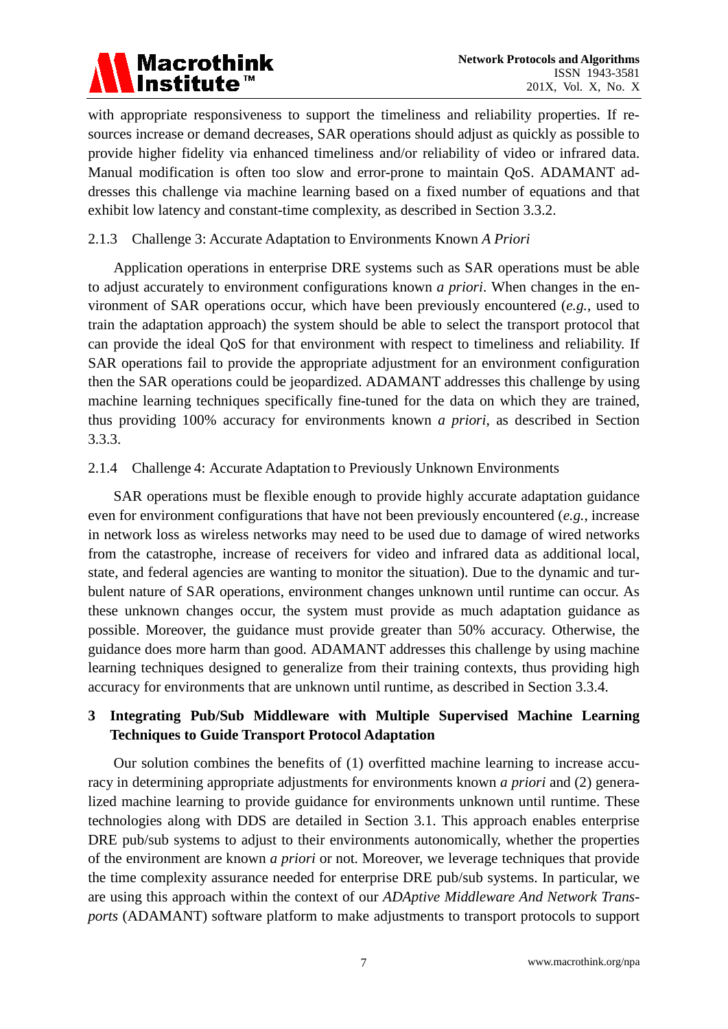with appropriate responsiveness to support the timeliness and reliability properties. If resources increase or demand decreases, SAR operations should adjust as quickly as possible to provide higher fidelity via enhanced timeliness and/or reliability of video or infrared data. Manual modification is often too slow and error-prone to maintain QoS. ADAMANT addresses this challenge via machine learning based on a fixed number of equations and that exhibit low latency and constant-time complexity, as described in Section 3.3.2.

### 2.1.3 Challenge 3: Accurate Adaptation to Environments Known *A Priori*

Application operations in enterprise DRE systems such as SAR operations must be able to adjust accurately to environment configurations known *a priori*. When changes in the environment of SAR operations occur, which have been previously encountered (*e.g.*, used to train the adaptation approach) the system should be able to select the transport protocol that can provide the ideal QoS for that environment with respect to timeliness and reliability. If SAR operations fail to provide the appropriate adjustment for an environment configuration then the SAR operations could be jeopardized. ADAMANT addresses this challenge by using machine learning techniques specifically fine-tuned for the data on which they are trained, thus providing 100% accuracy for environments known *a priori*, as described in Section 3.3.3.

### 2.1.4 Challenge 4: Accurate Adaptation to Previously Unknown Environments

SAR operations must be flexible enough to provide highly accurate adaptation guidance even for environment configurations that have not been previously encountered (*e.g.*, increase in network loss as wireless networks may need to be used due to damage of wired networks from the catastrophe, increase of receivers for video and infrared data as additional local, state, and federal agencies are wanting to monitor the situation). Due to the dynamic and turbulent nature of SAR operations, environment changes unknown until runtime can occur. As these unknown changes occur, the system must provide as much adaptation guidance as possible. Moreover, the guidance must provide greater than 50% accuracy. Otherwise, the guidance does more harm than good. ADAMANT addresses this challenge by using machine learning techniques designed to generalize from their training contexts, thus providing high accuracy for environments that are unknown until runtime, as described in Section 3.3.4.

## 3 Integrating Pub/Sub Middleware with Multiple Supervised Machine Learning Techniques to Guide Transport Protocol Adaptation

Our solution combines the benefits of (1) overfitted machine learning to increase accuracy in determining appropriate adjustments for environments known *a priori* and (2) generalized machine learning to provide guidance for environments unknown until runtime. These technologies along with DDS are detailed in Section 3.1. This approach enables enterprise DRE pub/sub systems to adjust to their environments autonomically, whether the properties of the environment are known *a priori* or not. Moreover, we leverage techniques that provide the time complexity assurance needed for enterprise DRE pub/sub systems. In particular, we are using this approach within the context of our *ADAptive Middleware And Network Transports* (ADAMANT) software platform to make adjustments to transport protocols to support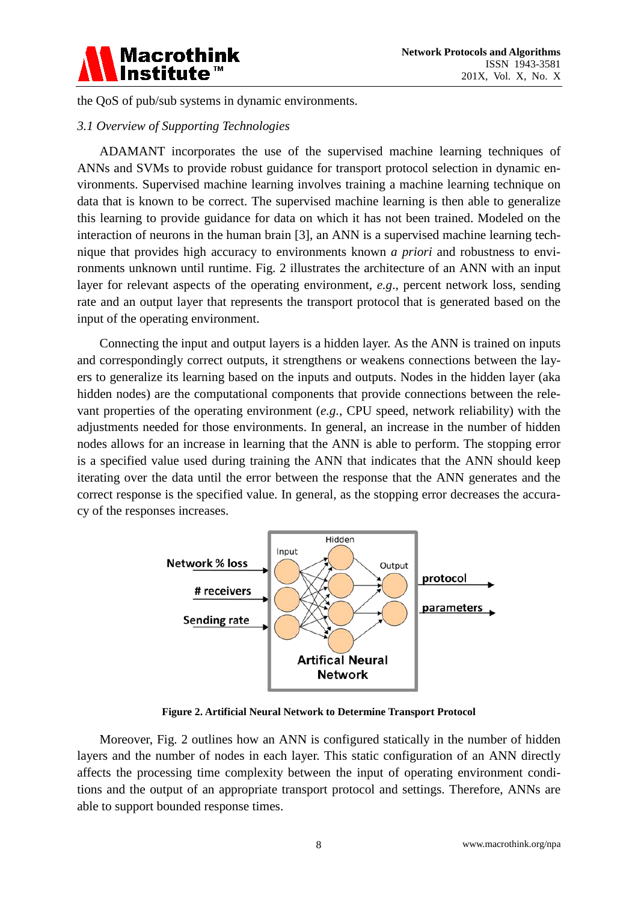the QoS of pub/sub systems in dynamic environments.

### *3.1 Overview of Supporting Technologies*

ADAMANT incorporates the use of the supervised machine learning techniques of ANNs and SVMs to provide robust guidance for transport protocol selection in dynamic environments. Supervised machine learning involves training a machine learning technique on data that is known to be correct. The supervised machine learning is then able to generalize this learning to provide guidance for data on which it has not been trained. Modeled on the interaction of neurons in the human brain [3], an ANN is a supervised machine learning technique that provides high accuracy to environments known *a priori* and robustness to environments unknown until runtime. Fig. 2 illustrates the architecture of an ANN with an input layer for relevant aspects of the operating environment, *e.g*., percent network loss, sending rate and an output layer that represents the transport protocol that is generated based on the input of the operating environment.

Connecting the input and output layers is a hidden layer. As the ANN is trained on inputs and correspondingly correct outputs, it strengthens or weakens connections between the layers to generalize its learning based on the inputs and outputs. Nodes in the hidden layer (aka hidden nodes) are the computational components that provide connections between the relevant properties of the operating environment (*e.g.*, CPU speed, network reliability) with the adjustments needed for those environments. In general, an increase in the number of hidden nodes allows for an increase in learning that the ANN is able to perform. The stopping error is a specified value used during training the ANN that indicates that the ANN should keep iterating over the data until the error between the response that the ANN generates and the correct response is the specified value. In general, as the stopping error decreases the accuracy of the responses increases.

Network % loss
# receivers
Sending rate
Input
Hidden
Output
protocol
parameters
Artifical Neural Network

**Figure 2. Artificial Neural Network to Determine Transport Protocol**

Moreover, Fig. 2 outlines how an ANN is configured statically in the number of hidden layers and the number of nodes in each layer. This static configuration of an ANN directly affects the processing time complexity between the input of operating environment conditions and the output of an appropriate transport protocol and settings. Therefore, ANNs are able to support bounded response times.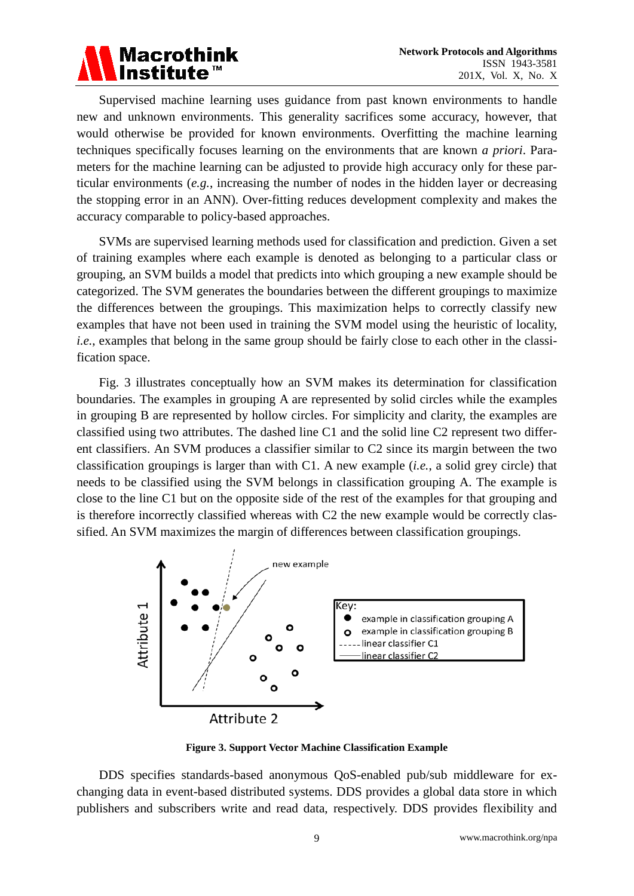Supervised machine learning uses guidance from past known environments to handle new and unknown environments. This generality sacrifices some accuracy, however, that would otherwise be provided for known environments. Overfitting the machine learning techniques specifically focuses learning on the environments that are known *a priori*. Parameters for the machine learning can be adjusted to provide high accuracy only for these particular environments (*e.g.*, increasing the number of nodes in the hidden layer or decreasing the stopping error in an ANN). Over-fitting reduces development complexity and makes the accuracy comparable to policy-based approaches.

SVMs are supervised learning methods used for classification and prediction. Given a set of training examples where each example is denoted as belonging to a particular class or grouping, an SVM builds a model that predicts into which grouping a new example should be categorized. The SVM generates the boundaries between the different groupings to maximize the differences between the groupings. This maximization helps to correctly classify new examples that have not been used in training the SVM model using the heuristic of locality, *i.e.*, examples that belong in the same group should be fairly close to each other in the classification space.

Fig. 3 illustrates conceptually how an SVM makes its determination for classification boundaries. The examples in grouping A are represented by solid circles while the examples in grouping B are represented by hollow circles. For simplicity and clarity, the examples are classified using two attributes. The dashed line C1 and the solid line C2 represent two different classifiers. An SVM produces a classifier similar to C2 since its margin between the two classification groupings is larger than with C1. A new example (*i.e.*, a solid grey circle) that needs to be classified using the SVM belongs in classification grouping A. The example is close to the line C1 but on the opposite side of the rest of the examples for that grouping and is therefore incorrectly classified whereas with C2 the new example would be correctly classified. An SVM maximizes the margin of differences between classification groupings.

**Figure 3. Support Vector Machine Classification Example**

DDS specifies standards-based anonymous QoS-enabled pub/sub middleware for exchanging data in event-based distributed systems. DDS provides a global data store in which publishers and subscribers write and read data, respectively. DDS provides flexibility and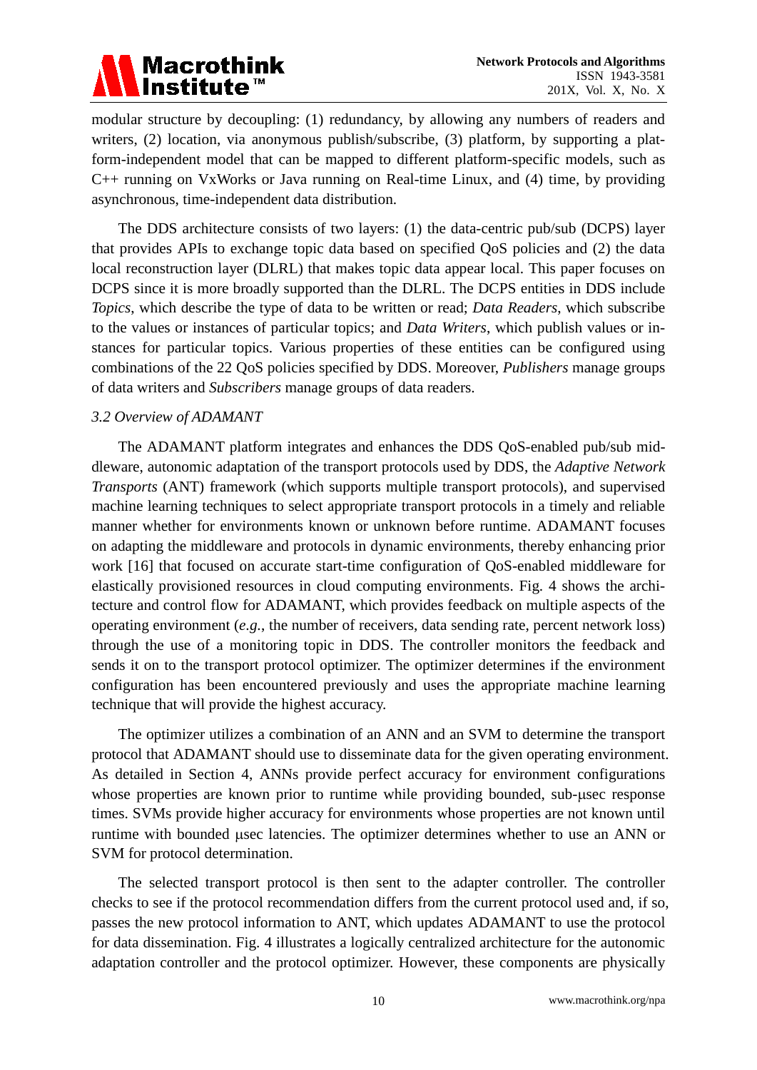modular structure by decoupling: (1) redundancy, by allowing any numbers of readers and writers, (2) location, via anonymous publish/subscribe, (3) platform, by supporting a platform-independent model that can be mapped to different platform-specific models, such as C++ running on VxWorks or Java running on Real-time Linux, and (4) time, by providing asynchronous, time-independent data distribution.

The DDS architecture consists of two layers: (1) the data-centric pub/sub (DCPS) layer that provides APIs to exchange topic data based on specified QoS policies and (2) the data local reconstruction layer (DLRL) that makes topic data appear local. This paper focuses on DCPS since it is more broadly supported than the DLRL. The DCPS entities in DDS include *Topics*, which describe the type of data to be written or read; *Data Readers*, which subscribe to the values or instances of particular topics; and *Data Writers*, which publish values or instances for particular topics. Various properties of these entities can be configured using combinations of the 22 QoS policies specified by DDS. Moreover, *Publishers* manage groups of data writers and *Subscribers* manage groups of data readers.

### *3.2 Overview of ADAMANT*

The ADAMANT platform integrates and enhances the DDS QoS-enabled pub/sub middleware, autonomic adaptation of the transport protocols used by DDS, the *Adaptive Network Transports* (ANT) framework (which supports multiple transport protocols), and supervised machine learning techniques to select appropriate transport protocols in a timely and reliable manner whether for environments known or unknown before runtime. ADAMANT focuses on adapting the middleware and protocols in dynamic environments, thereby enhancing prior work [16] that focused on accurate start-time configuration of QoS-enabled middleware for elastically provisioned resources in cloud computing environments. Fig. 4 shows the architecture and control flow for ADAMANT, which provides feedback on multiple aspects of the operating environment (*e.g.*, the number of receivers, data sending rate, percent network loss) through the use of a monitoring topic in DDS. The controller monitors the feedback and sends it on to the transport protocol optimizer. The optimizer determines if the environment configuration has been encountered previously and uses the appropriate machine learning technique that will provide the highest accuracy.

The optimizer utilizes a combination of an ANN and an SVM to determine the transport protocol that ADAMANT should use to disseminate data for the given operating environment. As detailed in Section 4, ANNs provide perfect accuracy for environment configurations whose properties are known prior to runtime while providing bounded, sub-μsec response times. SVMs provide higher accuracy for environments whose properties are not known until runtime with bounded μsec latencies. The optimizer determines whether to use an ANN or SVM for protocol determination.

The selected transport protocol is then sent to the adapter controller. The controller checks to see if the protocol recommendation differs from the current protocol used and, if so, passes the new protocol information to ANT, which updates ADAMANT to use the protocol for data dissemination. Fig. 4 illustrates a logically centralized architecture for the autonomic adaptation controller and the protocol optimizer. However, these components are physically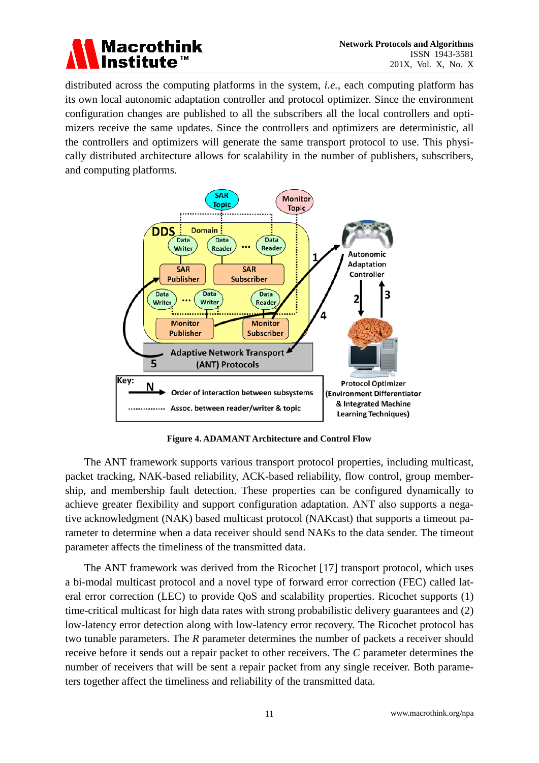distributed across the computing platforms in the system, *i.e.*, each computing platform has its own local autonomic adaptation controller and protocol optimizer. Since the environment configuration changes are published to all the subscribers all the local controllers and optimizers receive the same updates. Since the controllers and optimizers are deterministic, all the controllers and optimizers will generate the same transport protocol to use. This physically distributed architecture allows for scalability in the number of publishers, subscribers, and computing platforms.

**Figure 4. ADAMANT Architecture and Control Flow**

The ANT framework supports various transport protocol properties, including multicast, packet tracking, NAK-based reliability, ACK-based reliability, flow control, group membership, and membership fault detection. These properties can be configured dynamically to achieve greater flexibility and support configuration adaptation. ANT also supports a negative acknowledgment (NAK) based multicast protocol (NAKcast) that supports a timeout parameter to determine when a data receiver should send NAKs to the data sender. The timeout parameter affects the timeliness of the transmitted data.

The ANT framework was derived from the Ricochet [17] transport protocol, which uses a bi-modal multicast protocol and a novel type of forward error correction (FEC) called lateral error correction (LEC) to provide QoS and scalability properties. Ricochet supports (1) time-critical multicast for high data rates with strong probabilistic delivery guarantees and (2) low-latency error detection along with low-latency error recovery. The Ricochet protocol has two tunable parameters. The $R$ parameter determines the number of packets a receiver should receive before it sends out a repair packet to other receivers. The $C$ parameter determines the number of receivers that will be sent a repair packet from any single receiver. Both parameters together affect the timeliness and reliability of the transmitted data.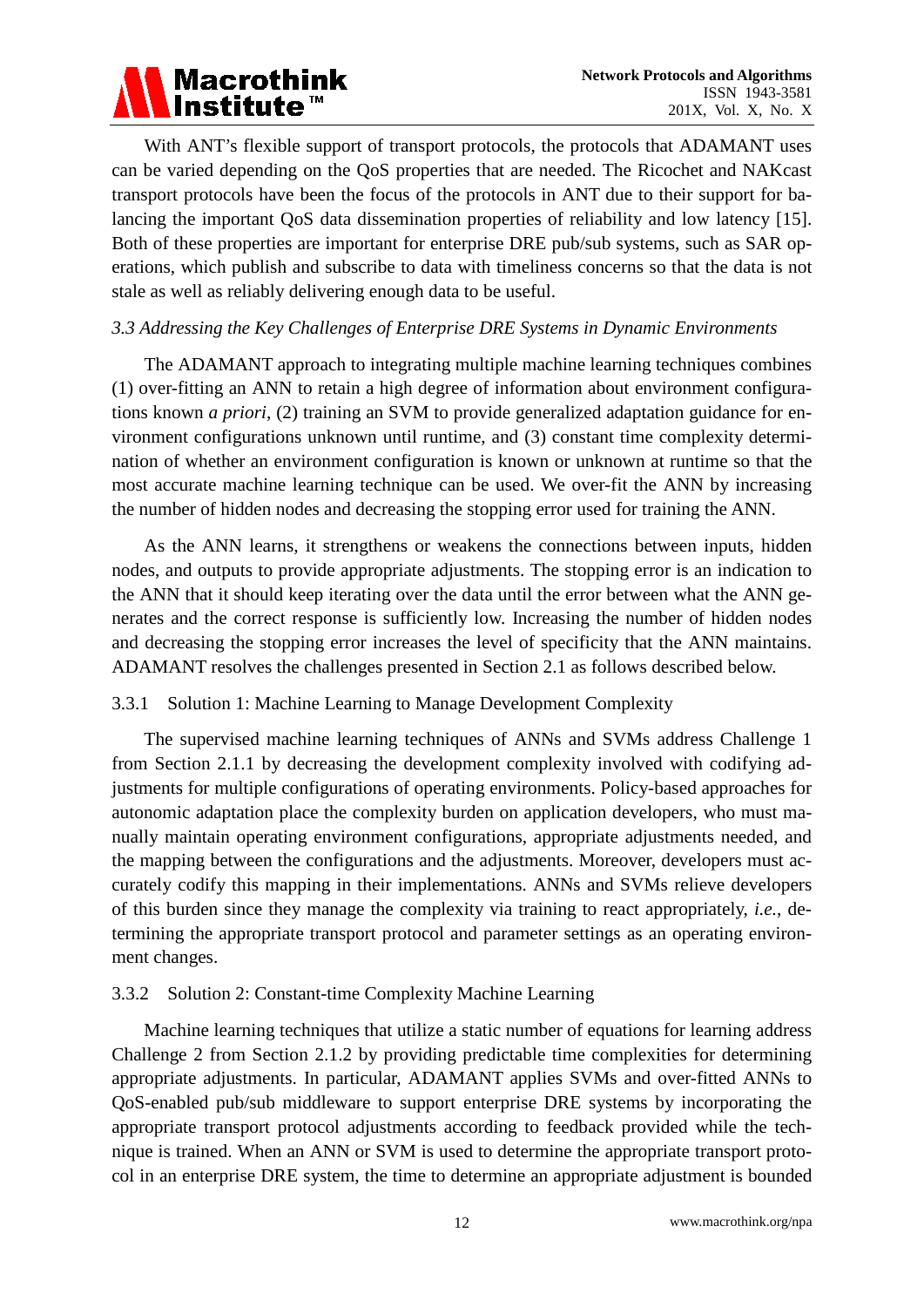With ANT's flexible support of transport protocols, the protocols that ADAMANT uses can be varied depending on the QoS properties that are needed. The Ricochet and NAKcast transport protocols have been the focus of the protocols in ANT due to their support for balancing the important QoS data dissemination properties of reliability and low latency [15]. Both of these properties are important for enterprise DRE pub/sub systems, such as SAR operations, which publish and subscribe to data with timeliness concerns so that the data is not stale as well as reliably delivering enough data to be useful.

### *3.3 Addressing the Key Challenges of Enterprise DRE Systems in Dynamic Environments*

The ADAMANT approach to integrating multiple machine learning techniques combines (1) over-fitting an ANN to retain a high degree of information about environment configurations known *a priori*, (2) training an SVM to provide generalized adaptation guidance for environment configurations unknown until runtime, and (3) constant time complexity determination of whether an environment configuration is known or unknown at runtime so that the most accurate machine learning technique can be used. We over-fit the ANN by increasing the number of hidden nodes and decreasing the stopping error used for training the ANN.

As the ANN learns, it strengthens or weakens the connections between inputs, hidden nodes, and outputs to provide appropriate adjustments. The stopping error is an indication to the ANN that it should keep iterating over the data until the error between what the ANN generates and the correct response is sufficiently low. Increasing the number of hidden nodes and decreasing the stopping error increases the level of specificity that the ANN maintains. ADAMANT resolves the challenges presented in Section 2.1 as follows described below.

#### 3.3.1 Solution 1: Machine Learning to Manage Development Complexity

The supervised machine learning techniques of ANNs and SVMs address Challenge 1 from Section 2.1.1 by decreasing the development complexity involved with codifying adjustments for multiple configurations of operating environments. Policy-based approaches for autonomic adaptation place the complexity burden on application developers, who must manually maintain operating environment configurations, appropriate adjustments needed, and the mapping between the configurations and the adjustments. Moreover, developers must accurately codify this mapping in their implementations. ANNs and SVMs relieve developers of this burden since they manage the complexity via training to react appropriately, *i.e.*, determining the appropriate transport protocol and parameter settings as an operating environment changes.

#### 3.3.2 Solution 2: Constant-time Complexity Machine Learning

Machine learning techniques that utilize a static number of equations for learning address Challenge 2 from Section 2.1.2 by providing predictable time complexities for determining appropriate adjustments. In particular, ADAMANT applies SVMs and over-fitted ANNs to QoS-enabled pub/sub middleware to support enterprise DRE systems by incorporating the appropriate transport protocol adjustments according to feedback provided while the technique is trained. When an ANN or SVM is used to determine the appropriate transport protocol in an enterprise DRE system, the time to determine an appropriate adjustment is bounded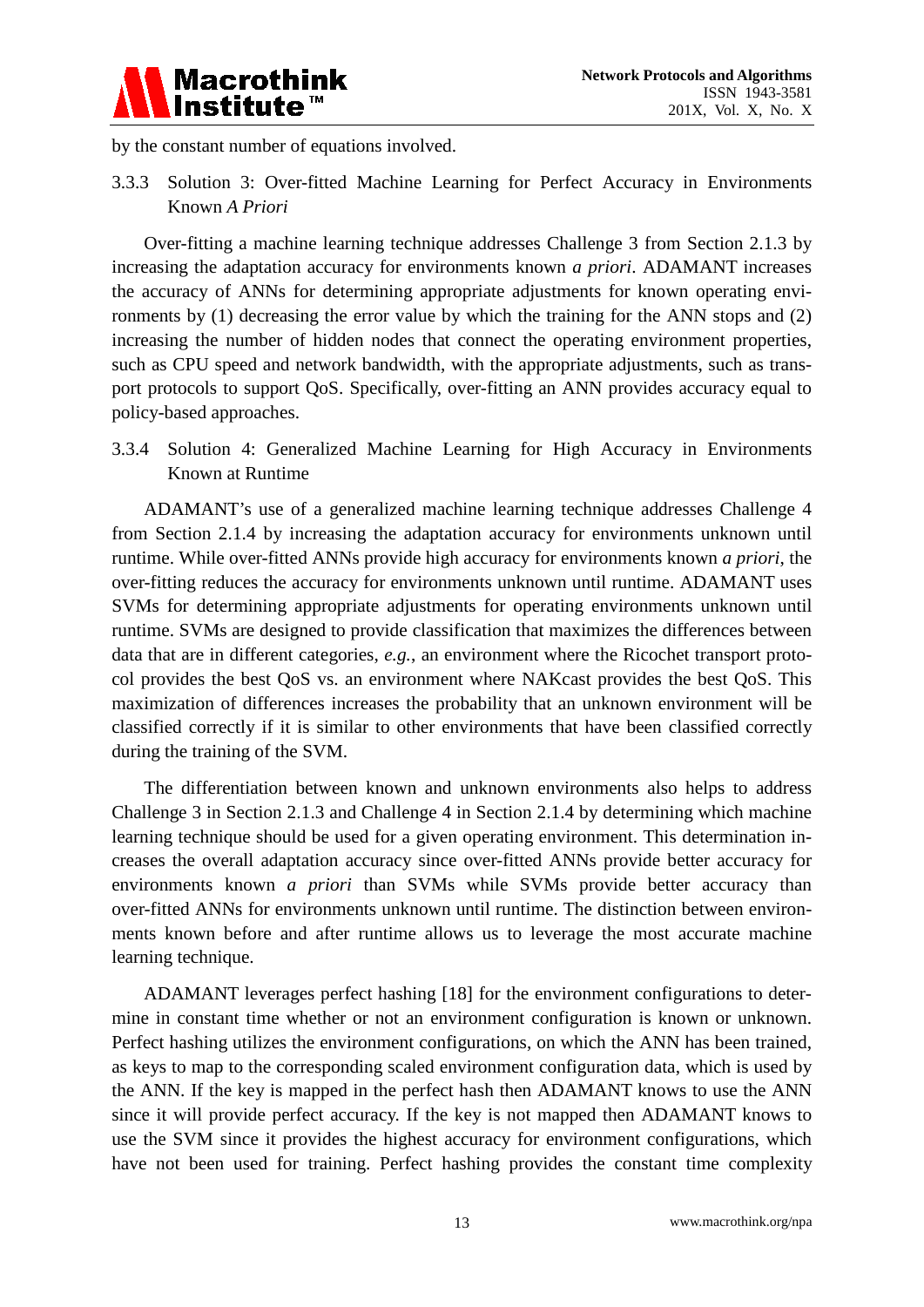by the constant number of equations involved.

#### 3.3.3 Solution 3: Over-fitted Machine Learning for Perfect Accuracy in Environments Known *A Priori*

Over-fitting a machine learning technique addresses Challenge 3 from Section 2.1.3 by increasing the adaptation accuracy for environments known *a priori*. ADAMANT increases the accuracy of ANNs for determining appropriate adjustments for known operating environments by (1) decreasing the error value by which the training for the ANN stops and (2) increasing the number of hidden nodes that connect the operating environment properties, such as CPU speed and network bandwidth, with the appropriate adjustments, such as transport protocols to support QoS. Specifically, over-fitting an ANN provides accuracy equal to policy-based approaches.

#### 3.3.4 Solution 4: Generalized Machine Learning for High Accuracy in Environments Known at Runtime

ADAMANT's use of a generalized machine learning technique addresses Challenge 4 from Section 2.1.4 by increasing the adaptation accuracy for environments unknown until runtime. While over-fitted ANNs provide high accuracy for environments known *a priori*, the over-fitting reduces the accuracy for environments unknown until runtime. ADAMANT uses SVMs for determining appropriate adjustments for operating environments unknown until runtime. SVMs are designed to provide classification that maximizes the differences between data that are in different categories, *e.g.*, an environment where the Ricochet transport protocol provides the best QoS vs. an environment where NAKcast provides the best QoS. This maximization of differences increases the probability that an unknown environment will be classified correctly if it is similar to other environments that have been classified correctly during the training of the SVM.

The differentiation between known and unknown environments also helps to address Challenge 3 in Section 2.1.3 and Challenge 4 in Section 2.1.4 by determining which machine learning technique should be used for a given operating environment. This determination increases the overall adaptation accuracy since over-fitted ANNs provide better accuracy for environments known *a priori* than SVMs while SVMs provide better accuracy than over-fitted ANNs for environments unknown until runtime. The distinction between environments known before and after runtime allows us to leverage the most accurate machine learning technique.

ADAMANT leverages perfect hashing [18] for the environment configurations to determine in constant time whether or not an environment configuration is known or unknown. Perfect hashing utilizes the environment configurations, on which the ANN has been trained, as keys to map to the corresponding scaled environment configuration data, which is used by the ANN. If the key is mapped in the perfect hash then ADAMANT knows to use the ANN since it will provide perfect accuracy. If the key is not mapped then ADAMANT knows to use the SVM since it provides the highest accuracy for environment configurations, which have not been used for training. Perfect hashing provides the constant time complexity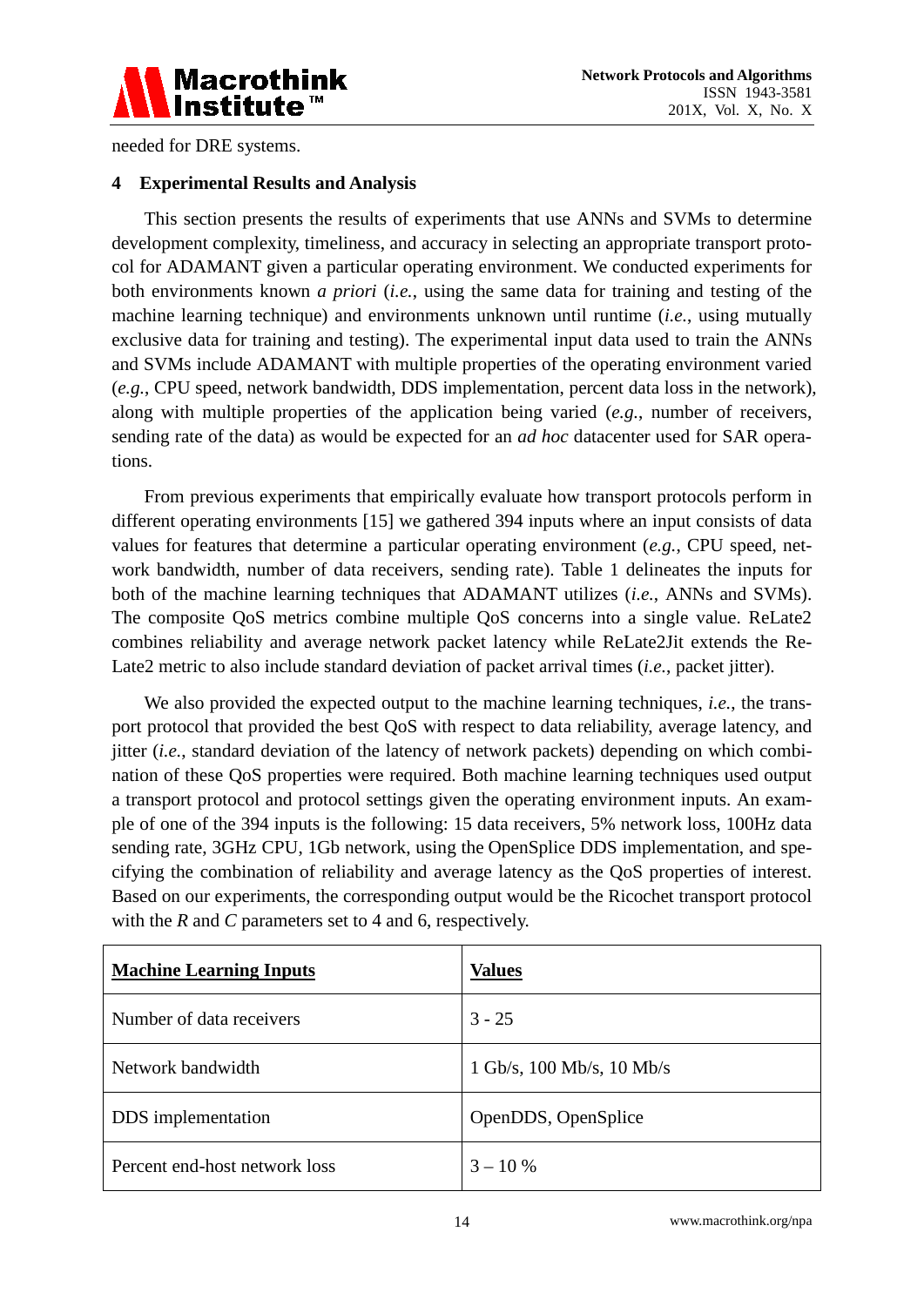needed for DRE systems.

## 4 Experimental Results and Analysis

This section presents the results of experiments that use ANNs and SVMs to determine development complexity, timeliness, and accuracy in selecting an appropriate transport protocol for ADAMANT given a particular operating environment. We conducted experiments for both environments known *a priori* (*i.e.*, using the same data for training and testing of the machine learning technique) and environments unknown until runtime (*i.e.*, using mutually exclusive data for training and testing). The experimental input data used to train the ANNs and SVMs include ADAMANT with multiple properties of the operating environment varied (*e.g.*, CPU speed, network bandwidth, DDS implementation, percent data loss in the network), along with multiple properties of the application being varied (*e.g.*, number of receivers, sending rate of the data) as would be expected for an *ad hoc* datacenter used for SAR operations.

From previous experiments that empirically evaluate how transport protocols perform in different operating environments [15] we gathered 394 inputs where an input consists of data values for features that determine a particular operating environment (*e.g.*, CPU speed, network bandwidth, number of data receivers, sending rate). Table 1 delineates the inputs for both of the machine learning techniques that ADAMANT utilizes (*i.e.*, ANNs and SVMs). The composite QoS metrics combine multiple QoS concerns into a single value. ReLate2 combines reliability and average network packet latency while ReLate2Jit extends the ReLate2 metric to also include standard deviation of packet arrival times (*i.e.*, packet jitter).

We also provided the expected output to the machine learning techniques, *i.e.*, the transport protocol that provided the best QoS with respect to data reliability, average latency, and jitter (*i.e.*, standard deviation of the latency of network packets) depending on which combination of these QoS properties were required. Both machine learning techniques used output a transport protocol and protocol settings given the operating environment inputs. An example of one of the 394 inputs is the following: 15 data receivers, 5% network loss, 100Hz data sending rate, 3GHz CPU, 1Gb network, using the OpenSplice DDS implementation, and specifying the combination of reliability and average latency as the QoS properties of interest. Based on our experiments, the corresponding output would be the Ricochet transport protocol with the *R* and *C* parameters set to 4 and 6, respectively.

| **Machine Learning Inputs** | **Values** |
|---|---|
| Number of data receivers | 3 - 25 |
| Network bandwidth | 1 Gb/s, 100 Mb/s, 10 Mb/s |
| DDS implementation | OpenDDS, OpenSplice |
| Percent end-host network loss | 3 – 10 % |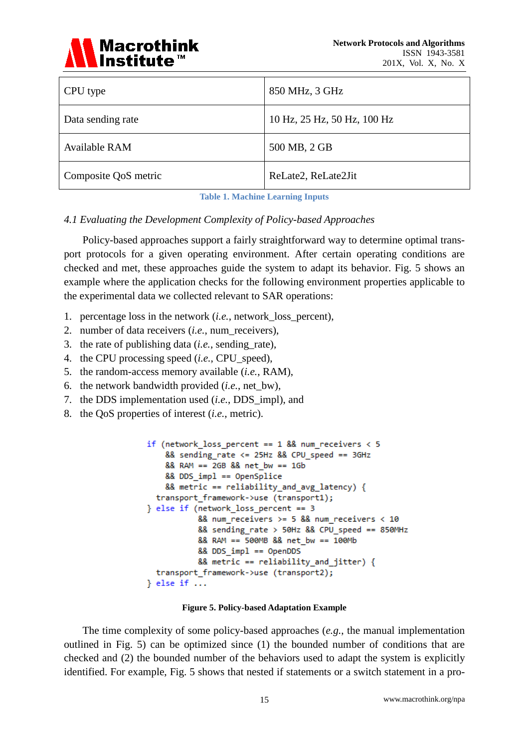| CPU type | 850 MHz, 3 GHz |
|---|---|
| Data sending rate | 10 Hz, 25 Hz, 50 Hz, 100 Hz |
| Available RAM | 500 MB, 2 GB |
| Composite QoS metric | ReLate2, ReLate2Jit |

**Table 1. Machine Learning Inputs**

### *4.1 Evaluating the Development Complexity of Policy-based Approaches*

Policy-based approaches support a fairly straightforward way to determine optimal transport protocols for a given operating environment. After certain operating conditions are checked and met, these approaches guide the system to adapt its behavior. Fig. 5 shows an example where the application checks for the following environment properties applicable to the experimental data we collected relevant to SAR operations:

1. percentage loss in the network (*i.e.*, network_loss_percent),
2. number of data receivers (*i.e.*, num_receivers),
3. the rate of publishing data (*i.e.*, sending_rate),
4. the CPU processing speed (*i.e.*, CPU_speed),
5. the random-access memory available (*i.e.*, RAM),
6. the network bandwidth provided (*i.e.*, net_bw),
7. the DDS implementation used (*i.e.*, DDS_impl), and
8. the QoS properties of interest (*i.e.*, metric).

```
if (network_loss_percent == 1 && num_receivers < 5
    && sending_rate <= 25Hz && CPU_speed == 3GHz
    && RAM == 2GB && net_bw == 1Gb
    && DDS_impl == OpenSplice
    && metric == reliability_and_avg_latency) {
  transport_framework->use (transport1);
} else if (network_loss_percent == 3
           && num_receivers >= 5 && num_receivers < 10
           && sending_rate > 50Hz && CPU_speed == 850MHz
           && RAM == 500MB && net_bw == 100Mb
           && DDS_impl == OpenDDS
           && metric == reliability_and_jitter) {
  transport_framework->use (transport2);
} else if ...
```

**Figure 5. Policy-based Adaptation Example**

The time complexity of some policy-based approaches (*e.g.*, the manual implementation outlined in Fig. 5) can be optimized since (1) the bounded number of conditions that are checked and (2) the bounded number of the behaviors used to adapt the system is explicitly identified. For example, Fig. 5 shows that nested if statements or a switch statement in a pro-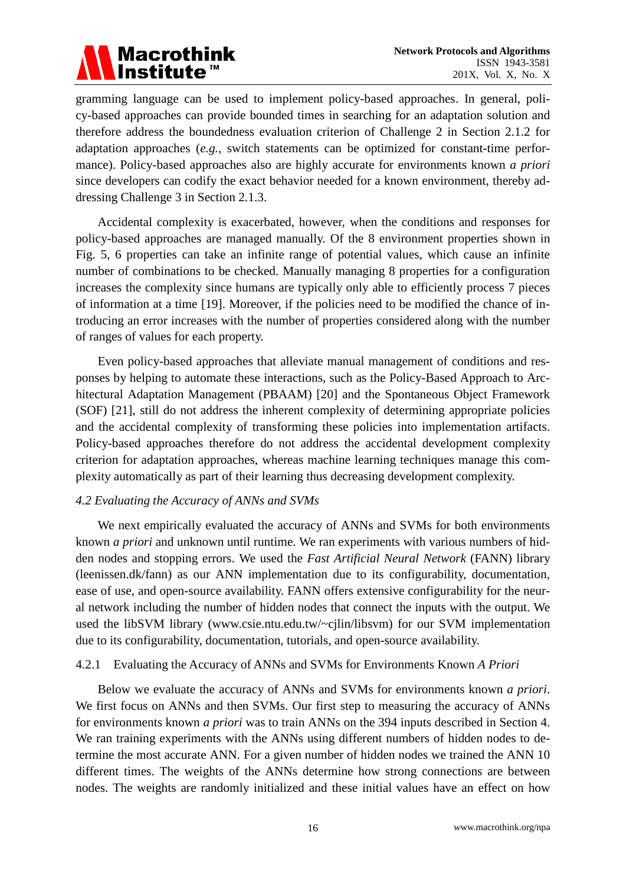gramming language can be used to implement policy-based approaches. In general, policy-based approaches can provide bounded times in searching for an adaptation solution and therefore address the boundedness evaluation criterion of Challenge 2 in Section 2.1.2 for adaptation approaches (*e.g.*, switch statements can be optimized for constant-time performance). Policy-based approaches also are highly accurate for environments known *a priori* since developers can codify the exact behavior needed for a known environment, thereby addressing Challenge 3 in Section 2.1.3.

Accidental complexity is exacerbated, however, when the conditions and responses for policy-based approaches are managed manually. Of the 8 environment properties shown in Fig. 5, 6 properties can take an infinite range of potential values, which cause an infinite number of combinations to be checked. Manually managing 8 properties for a configuration increases the complexity since humans are typically only able to efficiently process 7 pieces of information at a time [19]. Moreover, if the policies need to be modified the chance of introducing an error increases with the number of properties considered along with the number of ranges of values for each property.

Even policy-based approaches that alleviate manual management of conditions and responses by helping to automate these interactions, such as the Policy-Based Approach to Architectural Adaptation Management (PBAAM) [20] and the Spontaneous Object Framework (SOF) [21], still do not address the inherent complexity of determining appropriate policies and the accidental complexity of transforming these policies into implementation artifacts. Policy-based approaches therefore do not address the accidental development complexity criterion for adaptation approaches, whereas machine learning techniques manage this complexity automatically as part of their learning thus decreasing development complexity.

### *4.2 Evaluating the Accuracy of ANNs and SVMs*

We next empirically evaluated the accuracy of ANNs and SVMs for both environments known *a priori* and unknown until runtime. We ran experiments with various numbers of hidden nodes and stopping errors. We used the *Fast Artificial Neural Network* (FANN) library (leenissen.dk/fann) as our ANN implementation due to its configurability, documentation, ease of use, and open-source availability. FANN offers extensive configurability for the neural network including the number of hidden nodes that connect the inputs with the output. We used the libSVM library (www.csie.ntu.edu.tw/~cjlin/libsvm) for our SVM implementation due to its configurability, documentation, tutorials, and open-source availability.

#### 4.2.1 Evaluating the Accuracy of ANNs and SVMs for Environments Known *A Priori*

Below we evaluate the accuracy of ANNs and SVMs for environments known *a priori*. We first focus on ANNs and then SVMs. Our first step to measuring the accuracy of ANNs for environments known *a priori* was to train ANNs on the 394 inputs described in Section 4. We ran training experiments with the ANNs using different numbers of hidden nodes to determine the most accurate ANN. For a given number of hidden nodes we trained the ANN 10 different times. The weights of the ANNs determine how strong connections are between nodes. The weights are randomly initialized and these initial values have an effect on how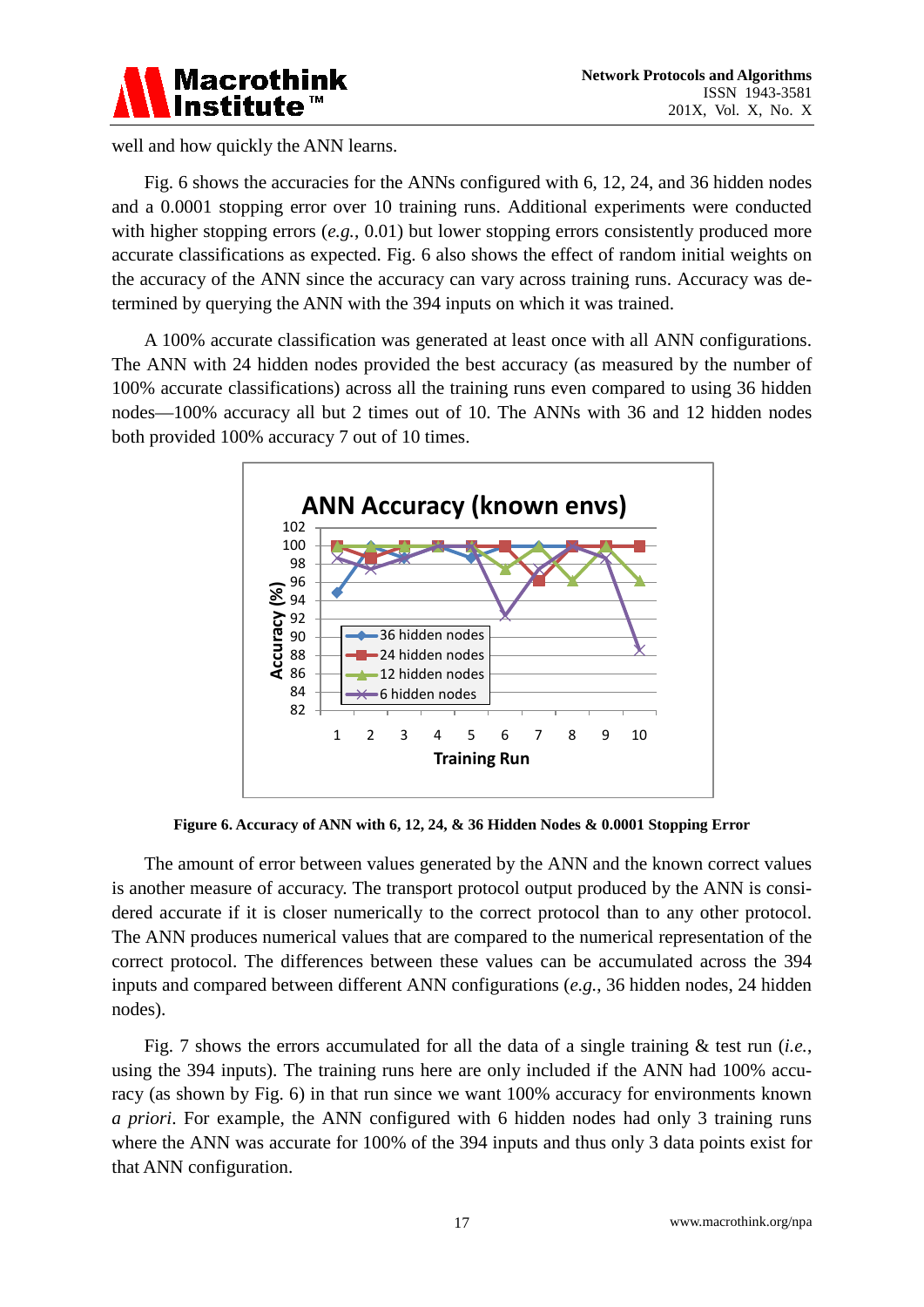well and how quickly the ANN learns.

Fig. 6 shows the accuracies for the ANNs configured with 6, 12, 24, and 36 hidden nodes and a 0.0001 stopping error over 10 training runs. Additional experiments were conducted with higher stopping errors (*e.g.*, 0.01) but lower stopping errors consistently produced more accurate classifications as expected. Fig. 6 also shows the effect of random initial weights on the accuracy of the ANN since the accuracy can vary across training runs. Accuracy was determined by querying the ANN with the 394 inputs on which it was trained.

A 100% accurate classification was generated at least once with all ANN configurations. The ANN with 24 hidden nodes provided the best accuracy (as measured by the number of 100% accurate classifications) across all the training runs even compared to using 36 hidden nodes—100% accuracy all but 2 times out of 10. The ANNs with 36 and 12 hidden nodes both provided 100% accuracy 7 out of 10 times.

**Figure 6. Accuracy of ANN with 6, 12, 24, & 36 Hidden Nodes & 0.0001 Stopping Error**

The amount of error between values generated by the ANN and the known correct values is another measure of accuracy. The transport protocol output produced by the ANN is considered accurate if it is closer numerically to the correct protocol than to any other protocol. The ANN produces numerical values that are compared to the numerical representation of the correct protocol. The differences between these values can be accumulated across the 394 inputs and compared between different ANN configurations (*e.g.*, 36 hidden nodes, 24 hidden nodes).

Fig. 7 shows the errors accumulated for all the data of a single training & test run (*i.e.*, using the 394 inputs). The training runs here are only included if the ANN had 100% accuracy (as shown by Fig. 6) in that run since we want 100% accuracy for environments known *a priori*. For example, the ANN configured with 6 hidden nodes had only 3 training runs where the ANN was accurate for 100% of the 394 inputs and thus only 3 data points exist for that ANN configuration.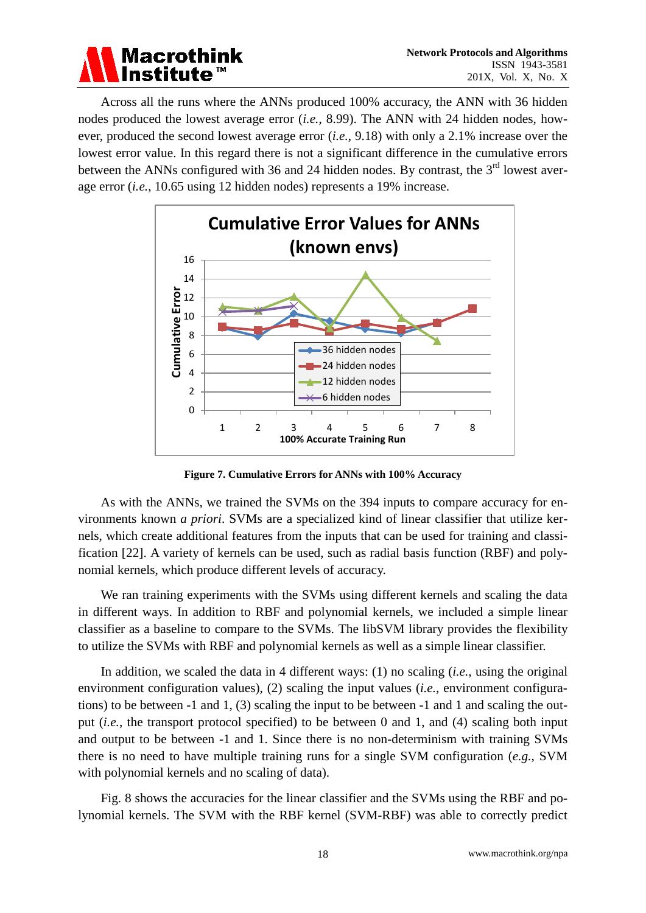Across all the runs where the ANNs produced 100% accuracy, the ANN with 36 hidden nodes produced the lowest average error (*i.e.*, 8.99). The ANN with 24 hidden nodes, however, produced the second lowest average error (*i.e.*, 9.18) with only a 2.1% increase over the lowest error value. In this regard there is not a significant difference in the cumulative errors between the ANNs configured with 36 and 24 hidden nodes. By contrast, the 3rd lowest average error (*i.e.*, 10.65 using 12 hidden nodes) represents a 19% increase.

**Figure 7. Cumulative Errors for ANNs with 100% Accuracy**

As with the ANNs, we trained the SVMs on the 394 inputs to compare accuracy for environments known *a priori*. SVMs are a specialized kind of linear classifier that utilize kernels, which create additional features from the inputs that can be used for training and classification [22]. A variety of kernels can be used, such as radial basis function (RBF) and polynomial kernels, which produce different levels of accuracy.

We ran training experiments with the SVMs using different kernels and scaling the data in different ways. In addition to RBF and polynomial kernels, we included a simple linear classifier as a baseline to compare to the SVMs. The libSVM library provides the flexibility to utilize the SVMs with RBF and polynomial kernels as well as a simple linear classifier.

In addition, we scaled the data in 4 different ways: (1) no scaling (*i.e.*, using the original environment configuration values), (2) scaling the input values (*i.e.*, environment configurations) to be between -1 and 1, (3) scaling the input to be between -1 and 1 and scaling the output (*i.e.*, the transport protocol specified) to be between 0 and 1, and (4) scaling both input and output to be between -1 and 1. Since there is no non-determinism with training SVMs there is no need to have multiple training runs for a single SVM configuration (*e.g.*, SVM with polynomial kernels and no scaling of data).

Fig. 8 shows the accuracies for the linear classifier and the SVMs using the RBF and polynomial kernels. The SVM with the RBF kernel (SVM-RBF) was able to correctly predict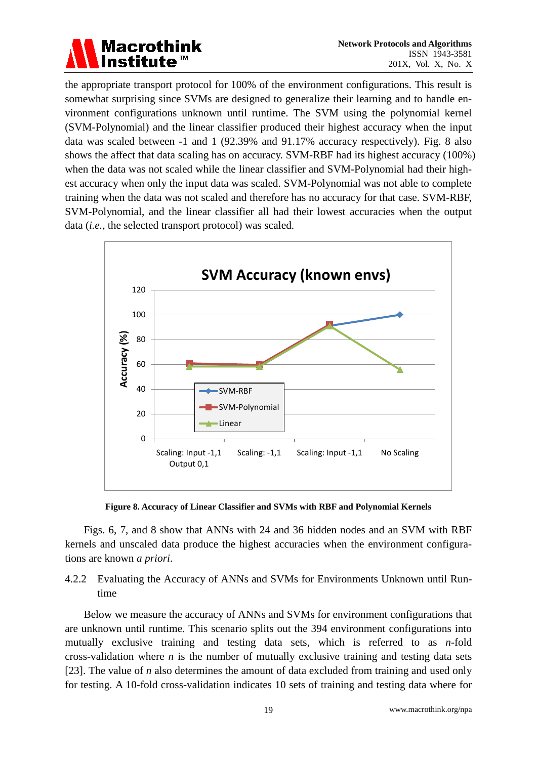the appropriate transport protocol for 100% of the environment configurations. This result is somewhat surprising since SVMs are designed to generalize their learning and to handle environment configurations unknown until runtime. The SVM using the polynomial kernel (SVM-Polynomial) and the linear classifier produced their highest accuracy when the input data was scaled between -1 and 1 (92.39% and 91.17% accuracy respectively). Fig. 8 also shows the affect that data scaling has on accuracy. SVM-RBF had its highest accuracy (100%) when the data was not scaled while the linear classifier and SVM-Polynomial had their highest accuracy when only the input data was scaled. SVM-Polynomial was not able to complete training when the data was not scaled and therefore has no accuracy for that case. SVM-RBF, SVM-Polynomial, and the linear classifier all had their lowest accuracies when the output data (*i.e.*, the selected transport protocol) was scaled.

**Figure 8. Accuracy of Linear Classifier and SVMs with RBF and Polynomial Kernels**

Figs. 6, 7, and 8 show that ANNs with 24 and 36 hidden nodes and an SVM with RBF kernels and unscaled data produce the highest accuracies when the environment configurations are known *a priori*.

#### 4.2.2 Evaluating the Accuracy of ANNs and SVMs for Environments Unknown until Runtime

Below we measure the accuracy of ANNs and SVMs for environment configurations that are unknown until runtime. This scenario splits out the 394 environment configurations into mutually exclusive training and testing data sets, which is referred to as $n$-fold cross-validation where $n$ is the number of mutually exclusive training and testing data sets [23]. The value of $n$ also determines the amount of data excluded from training and used only for testing. A 10-fold cross-validation indicates 10 sets of training and testing data where for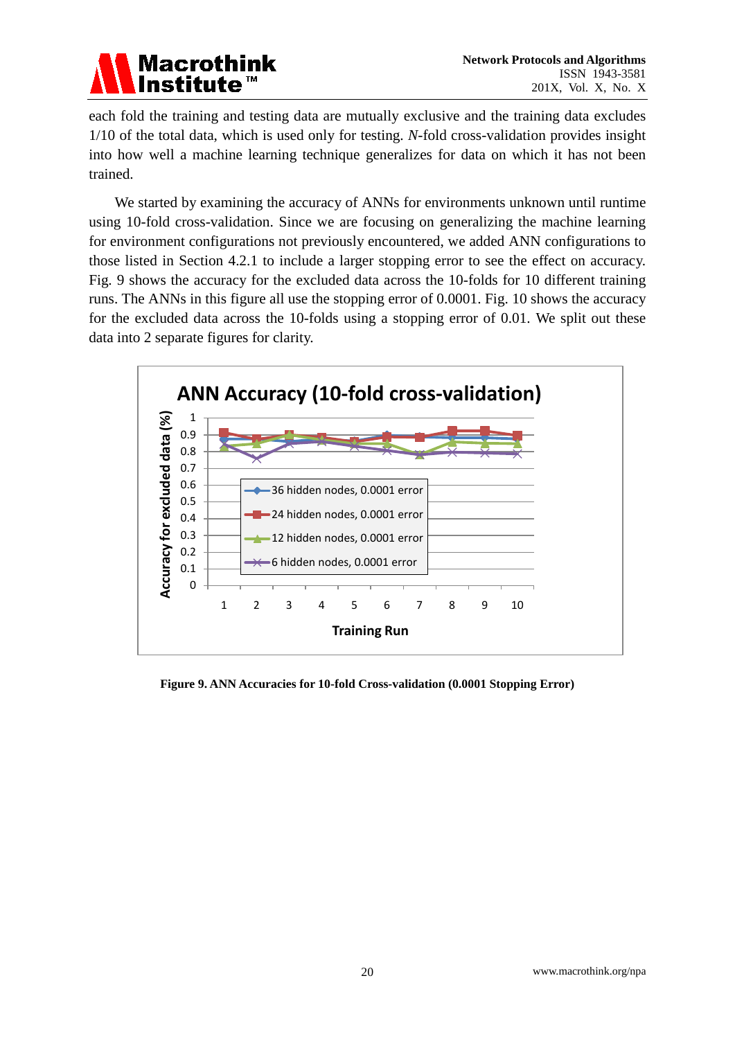each fold the training and testing data are mutually exclusive and the training data excludes 1/10 of the total data, which is used only for testing. *N*-fold cross-validation provides insight into how well a machine learning technique generalizes for data on which it has not been trained.

We started by examining the accuracy of ANNs for environments unknown until runtime using 10-fold cross-validation. Since we are focusing on generalizing the machine learning for environment configurations not previously encountered, we added ANN configurations to those listed in Section 4.2.1 to include a larger stopping error to see the effect on accuracy. Fig. 9 shows the accuracy for the excluded data across the 10-folds for 10 different training runs. The ANNs in this figure all use the stopping error of 0.0001. Fig. 10 shows the accuracy for the excluded data across the 10-folds using a stopping error of 0.01. We split out these data into 2 separate figures for clarity.

**Figure 9. ANN Accuracies for 10-fold Cross-validation (0.0001 Stopping Error)**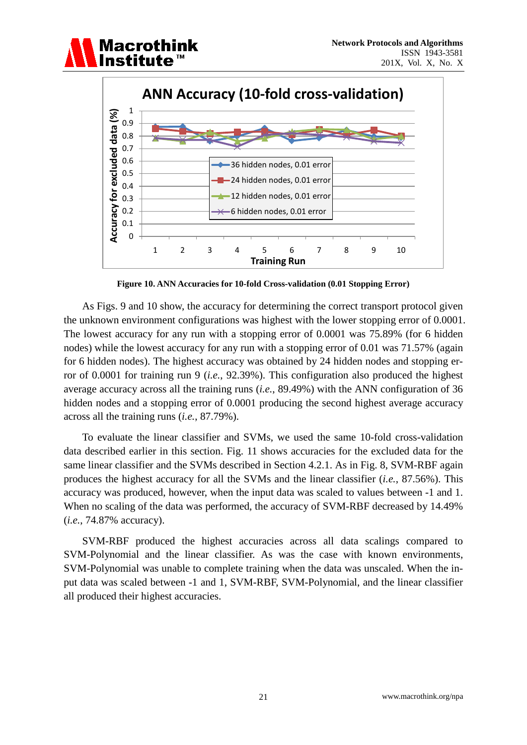**Figure 10. ANN Accuracies for 10-fold Cross-validation (0.01 Stopping Error)**

As Figs. 9 and 10 show, the accuracy for determining the correct transport protocol given the unknown environment configurations was highest with the lower stopping error of 0.0001. The lowest accuracy for any run with a stopping error of 0.0001 was 75.89% (for 6 hidden nodes) while the lowest accuracy for any run with a stopping error of 0.01 was 71.57% (again for 6 hidden nodes). The highest accuracy was obtained by 24 hidden nodes and stopping error of 0.0001 for training run 9 (*i.e.*, 92.39%). This configuration also produced the highest average accuracy across all the training runs (*i.e.*, 89.49%) with the ANN configuration of 36 hidden nodes and a stopping error of 0.0001 producing the second highest average accuracy across all the training runs (*i.e.*, 87.79%).

To evaluate the linear classifier and SVMs, we used the same 10-fold cross-validation data described earlier in this section. Fig. 11 shows accuracies for the excluded data for the same linear classifier and the SVMs described in Section 4.2.1. As in Fig. 8, SVM-RBF again produces the highest accuracy for all the SVMs and the linear classifier (*i.e.*, 87.56%). This accuracy was produced, however, when the input data was scaled to values between -1 and 1. When no scaling of the data was performed, the accuracy of SVM-RBF decreased by 14.49% (*i.e.*, 74.87% accuracy).

SVM-RBF produced the highest accuracies across all data scalings compared to SVM-Polynomial and the linear classifier. As was the case with known environments, SVM-Polynomial was unable to complete training when the data was unscaled. When the input data was scaled between -1 and 1, SVM-RBF, SVM-Polynomial, and the linear classifier all produced their highest accuracies.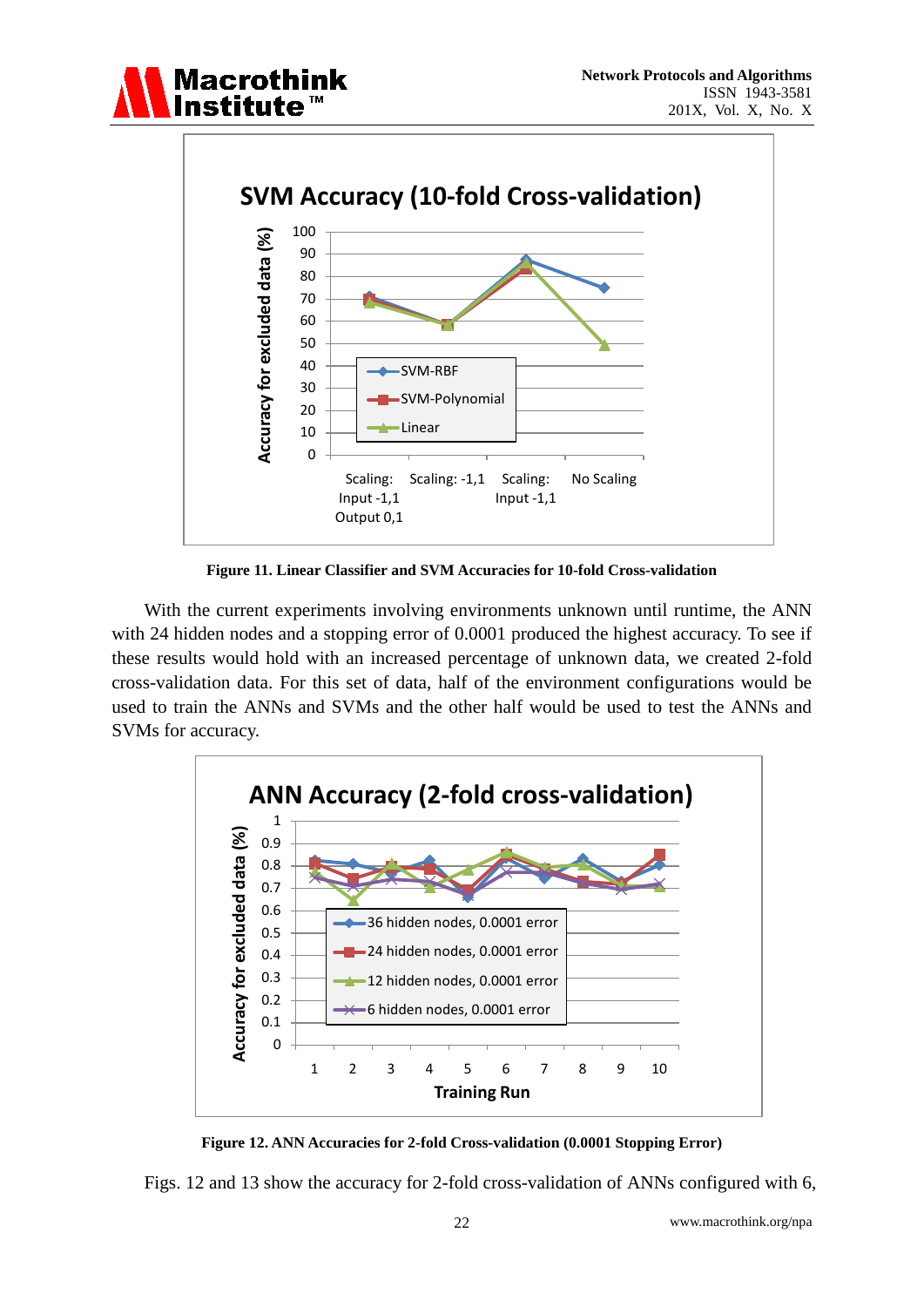Figure 11. Linear Classifier and SVM Accuracies for 10-fold Cross-validation

With the current experiments involving environments unknown until runtime, the ANN with 24 hidden nodes and a stopping error of 0.0001 produced the highest accuracy. To see if these results would hold with an increased percentage of unknown data, we created 2-fold cross-validation data. For this set of data, half of the environment configurations would be used to train the ANNs and SVMs and the other half would be used to test the ANNs and SVMs for accuracy.

Figure 12. ANN Accuracies for 2-fold Cross-validation (0.0001 Stopping Error)

Figs. 12 and 13 show the accuracy for 2-fold cross-validation of ANNs configured with 6,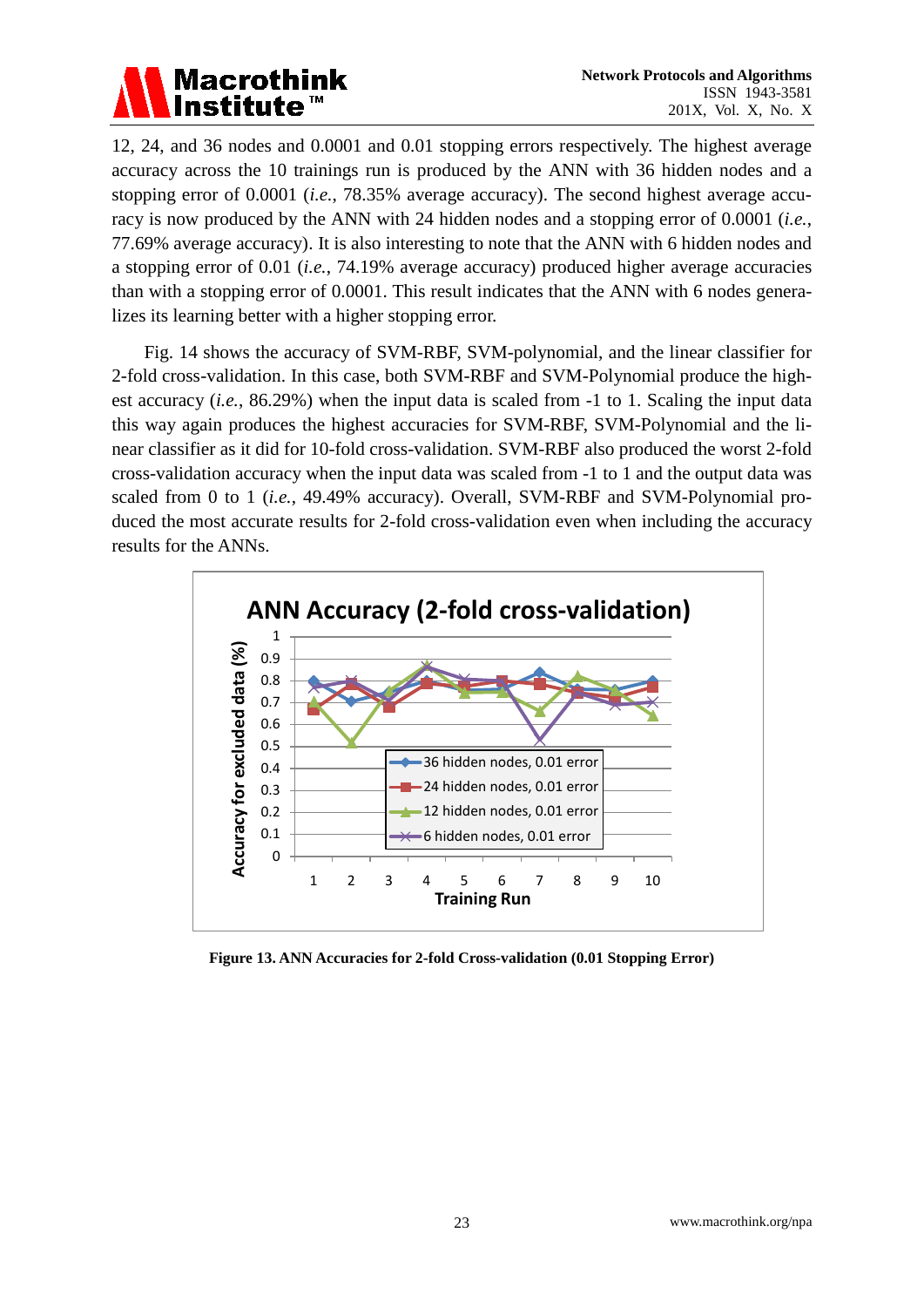12, 24, and 36 nodes and 0.0001 and 0.01 stopping errors respectively. The highest average accuracy across the 10 trainings run is produced by the ANN with 36 hidden nodes and a stopping error of 0.0001 (*i.e.*, 78.35% average accuracy). The second highest average accuracy is now produced by the ANN with 24 hidden nodes and a stopping error of 0.0001 (*i.e.*, 77.69% average accuracy). It is also interesting to note that the ANN with 6 hidden nodes and a stopping error of 0.01 (*i.e.*, 74.19% average accuracy) produced higher average accuracies than with a stopping error of 0.0001. This result indicates that the ANN with 6 nodes generalizes its learning better with a higher stopping error.

Fig. 14 shows the accuracy of SVM-RBF, SVM-polynomial, and the linear classifier for 2-fold cross-validation. In this case, both SVM-RBF and SVM-Polynomial produce the highest accuracy (*i.e.*, 86.29%) when the input data is scaled from -1 to 1. Scaling the input data this way again produces the highest accuracies for SVM-RBF, SVM-Polynomial and the linear classifier as it did for 10-fold cross-validation. SVM-RBF also produced the worst 2-fold cross-validation accuracy when the input data was scaled from -1 to 1 and the output data was scaled from 0 to 1 (*i.e.*, 49.49% accuracy). Overall, SVM-RBF and SVM-Polynomial produced the most accurate results for 2-fold cross-validation even when including the accuracy results for the ANNs.

**Figure 13. ANN Accuracies for 2-fold Cross-validation (0.01 Stopping Error)**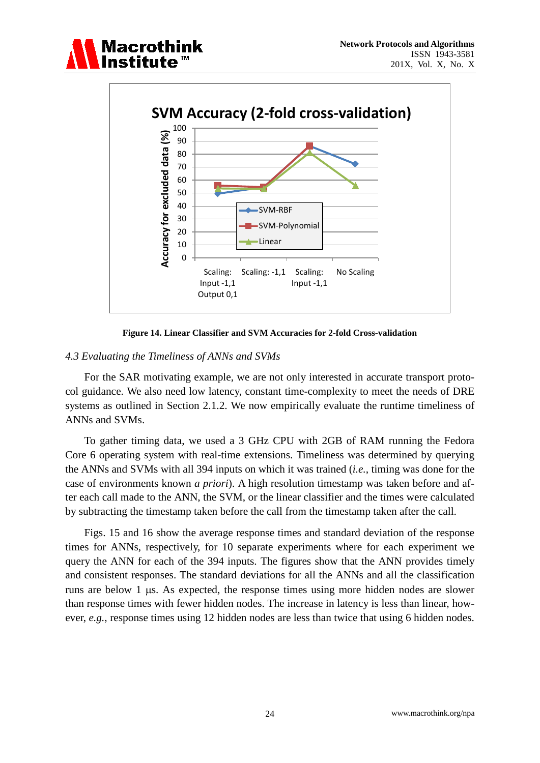Figure 14. Linear Classifier and SVM Accuracies for 2-fold Cross-validation

### *4.3 Evaluating the Timeliness of ANNs and SVMs*

For the SAR motivating example, we are not only interested in accurate transport protocol guidance. We also need low latency, constant time-complexity to meet the needs of DRE systems as outlined in Section 2.1.2. We now empirically evaluate the runtime timeliness of ANNs and SVMs.

To gather timing data, we used a 3 GHz CPU with 2GB of RAM running the Fedora Core 6 operating system with real-time extensions. Timeliness was determined by querying the ANNs and SVMs with all 394 inputs on which it was trained (*i.e.*, timing was done for the case of environments known *a priori*). A high resolution timestamp was taken before and after each call made to the ANN, the SVM, or the linear classifier and the times were calculated by subtracting the timestamp taken before the call from the timestamp taken after the call.

Figs. 15 and 16 show the average response times and standard deviation of the response times for ANNs, respectively, for 10 separate experiments where for each experiment we query the ANN for each of the 394 inputs. The figures show that the ANN provides timely and consistent responses. The standard deviations for all the ANNs and all the classification runs are below 1 μs. As expected, the response times using more hidden nodes are slower than response times with fewer hidden nodes. The increase in latency is less than linear, however, *e.g.*, response times using 12 hidden nodes are less than twice that using 6 hidden nodes.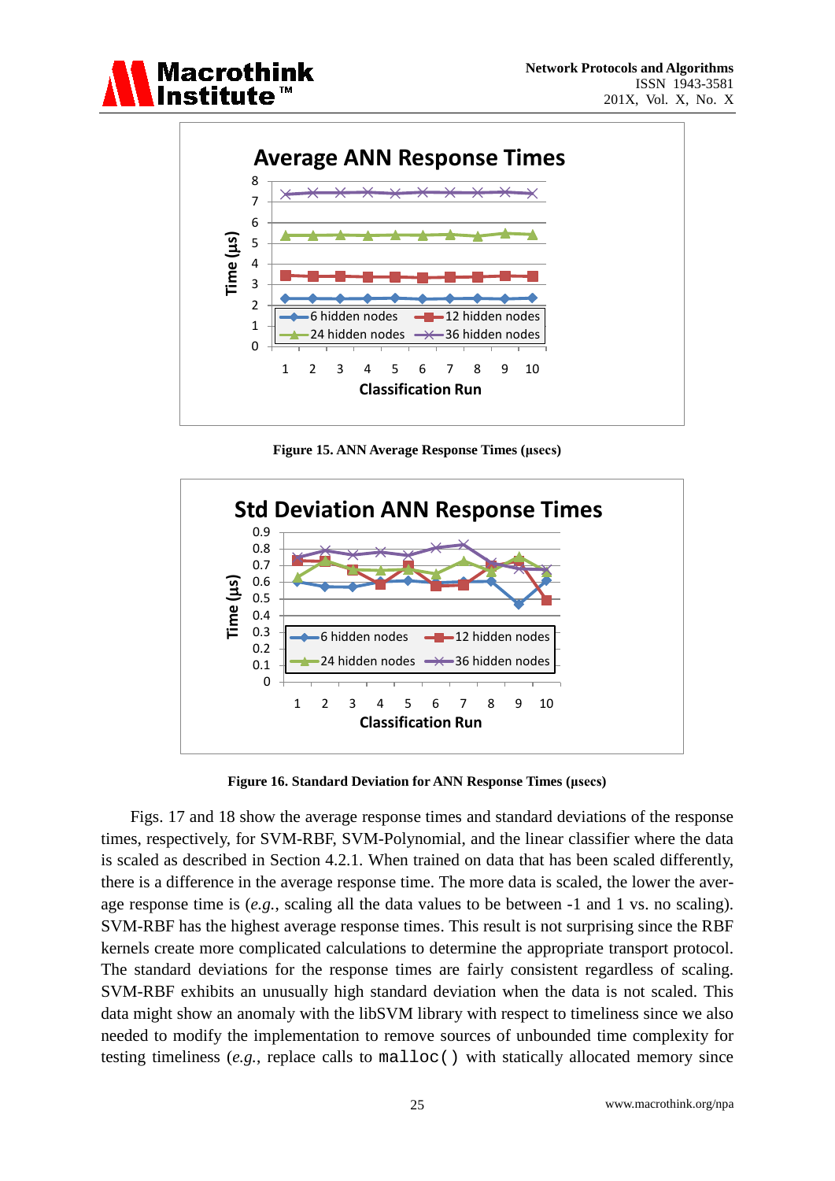Figure 15. ANN Average Response Times (μsecs)

Figure 16. Standard Deviation for ANN Response Times (μsecs)

Figs. 17 and 18 show the average response times and standard deviations of the response times, respectively, for SVM-RBF, SVM-Polynomial, and the linear classifier where the data is scaled as described in Section 4.2.1. When trained on data that has been scaled differently, there is a difference in the average response time. The more data is scaled, the lower the average response time is (*e.g.*, scaling all the data values to be between -1 and 1 vs. no scaling). SVM-RBF has the highest average response times. This result is not surprising since the RBF kernels create more complicated calculations to determine the appropriate transport protocol. The standard deviations for the response times are fairly consistent regardless of scaling. SVM-RBF exhibits an unusually high standard deviation when the data is not scaled. This data might show an anomaly with the libSVM library with respect to timeliness since we also needed to modify the implementation to remove sources of unbounded time complexity for testing timeliness (*e.g.*, replace calls to `malloc()` with statically allocated memory since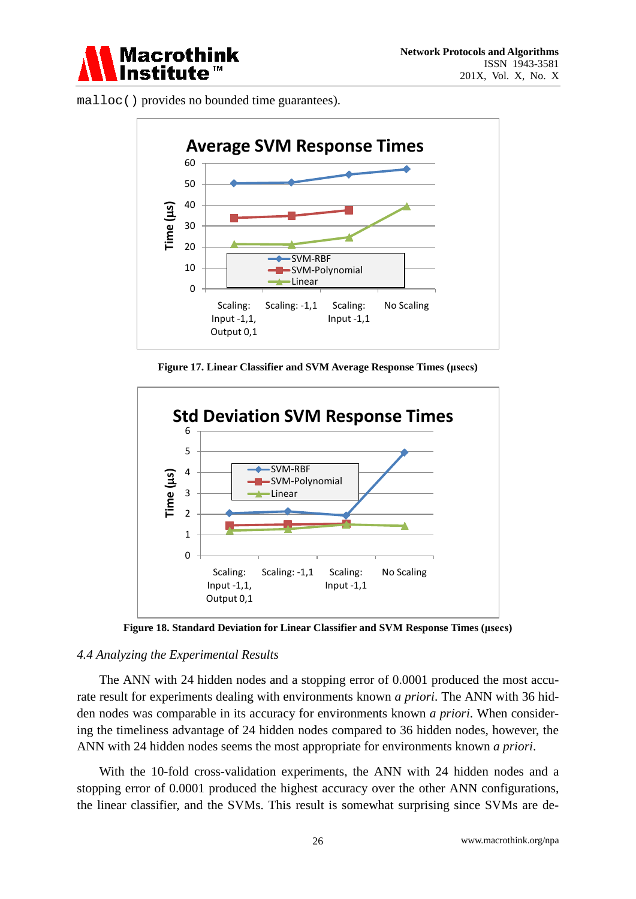`malloc()` provides no bounded time guarantees).

Figure 17. Linear Classifier and SVM Average Response Times (μsecs)

Figure 18. Standard Deviation for Linear Classifier and SVM Response Times (μsecs)

### *4.4 Analyzing the Experimental Results*

The ANN with 24 hidden nodes and a stopping error of 0.0001 produced the most accurate result for experiments dealing with environments known *a priori*. The ANN with 36 hidden nodes was comparable in its accuracy for environments known *a priori*. When considering the timeliness advantage of 24 hidden nodes compared to 36 hidden nodes, however, the ANN with 24 hidden nodes seems the most appropriate for environments known *a priori*.

With the 10-fold cross-validation experiments, the ANN with 24 hidden nodes and a stopping error of 0.0001 produced the highest accuracy over the other ANN configurations, the linear classifier, and the SVMs. This result is somewhat surprising since SVMs are de-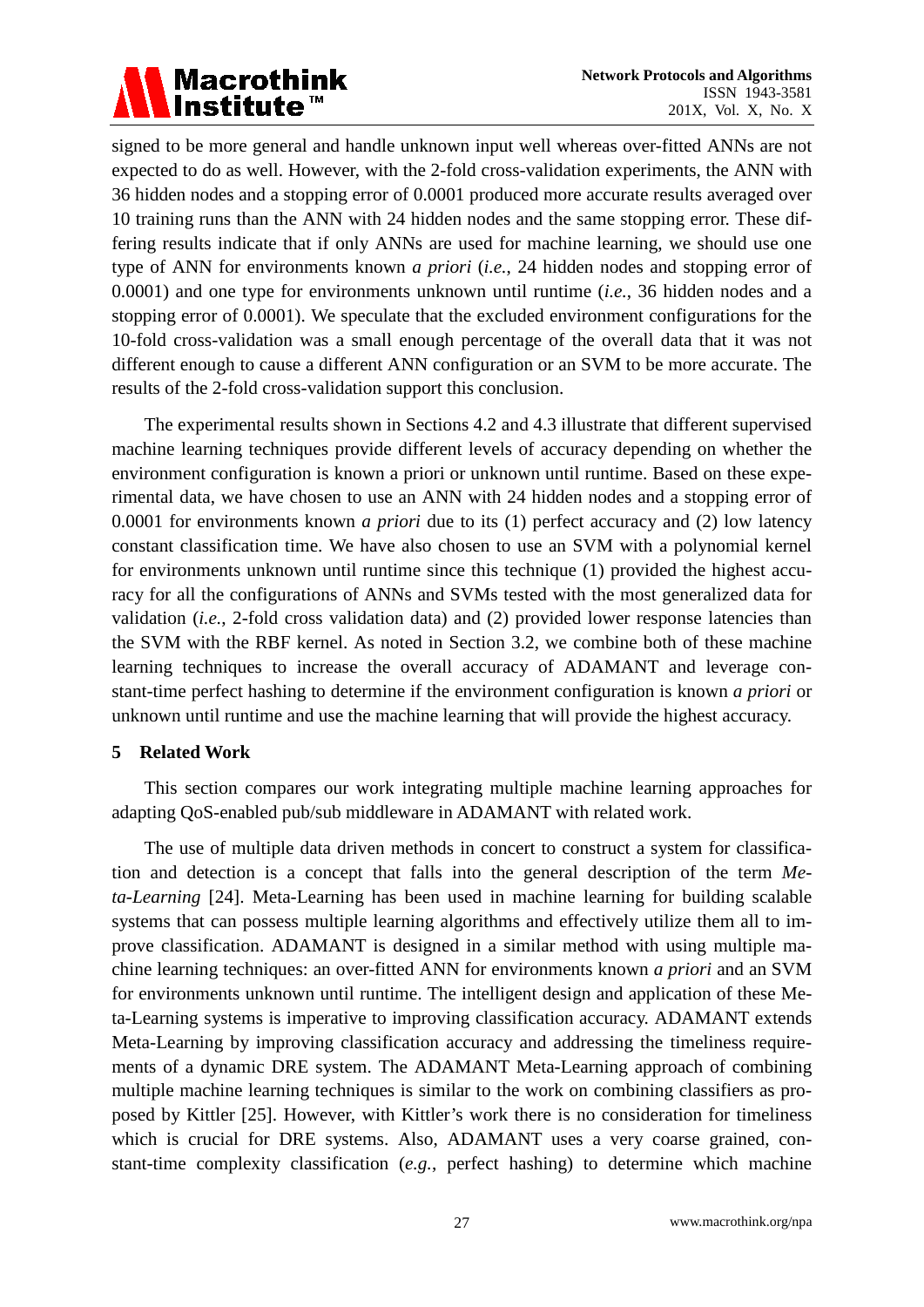signed to be more general and handle unknown input well whereas over-fitted ANNs are not expected to do as well. However, with the 2-fold cross-validation experiments, the ANN with 36 hidden nodes and a stopping error of 0.0001 produced more accurate results averaged over 10 training runs than the ANN with 24 hidden nodes and the same stopping error. These differing results indicate that if only ANNs are used for machine learning, we should use one type of ANN for environments known *a priori* (*i.e.*, 24 hidden nodes and stopping error of 0.0001) and one type for environments unknown until runtime (*i.e.*, 36 hidden nodes and a stopping error of 0.0001). We speculate that the excluded environment configurations for the 10-fold cross-validation was a small enough percentage of the overall data that it was not different enough to cause a different ANN configuration or an SVM to be more accurate. The results of the 2-fold cross-validation support this conclusion.

The experimental results shown in Sections 4.2 and 4.3 illustrate that different supervised machine learning techniques provide different levels of accuracy depending on whether the environment configuration is known a priori or unknown until runtime. Based on these experimental data, we have chosen to use an ANN with 24 hidden nodes and a stopping error of 0.0001 for environments known *a priori* due to its (1) perfect accuracy and (2) low latency constant classification time. We have also chosen to use an SVM with a polynomial kernel for environments unknown until runtime since this technique (1) provided the highest accuracy for all the configurations of ANNs and SVMs tested with the most generalized data for validation (*i.e.*, 2-fold cross validation data) and (2) provided lower response latencies than the SVM with the RBF kernel. As noted in Section 3.2, we combine both of these machine learning techniques to increase the overall accuracy of ADAMANT and leverage constant-time perfect hashing to determine if the environment configuration is known *a priori* or unknown until runtime and use the machine learning that will provide the highest accuracy.

## 5 Related Work

This section compares our work integrating multiple machine learning approaches for adapting QoS-enabled pub/sub middleware in ADAMANT with related work.

The use of multiple data driven methods in concert to construct a system for classification and detection is a concept that falls into the general description of the term *Meta-Learning* [24]. Meta-Learning has been used in machine learning for building scalable systems that can possess multiple learning algorithms and effectively utilize them all to improve classification. ADAMANT is designed in a similar method with using multiple machine learning techniques: an over-fitted ANN for environments known *a priori* and an SVM for environments unknown until runtime. The intelligent design and application of these Meta-Learning systems is imperative to improving classification accuracy. ADAMANT extends Meta-Learning by improving classification accuracy and addressing the timeliness requirements of a dynamic DRE system. The ADAMANT Meta-Learning approach of combining multiple machine learning techniques is similar to the work on combining classifiers as proposed by Kittler [25]. However, with Kittler's work there is no consideration for timeliness which is crucial for DRE systems. Also, ADAMANT uses a very coarse grained, constant-time complexity classification (*e.g.*, perfect hashing) to determine which machine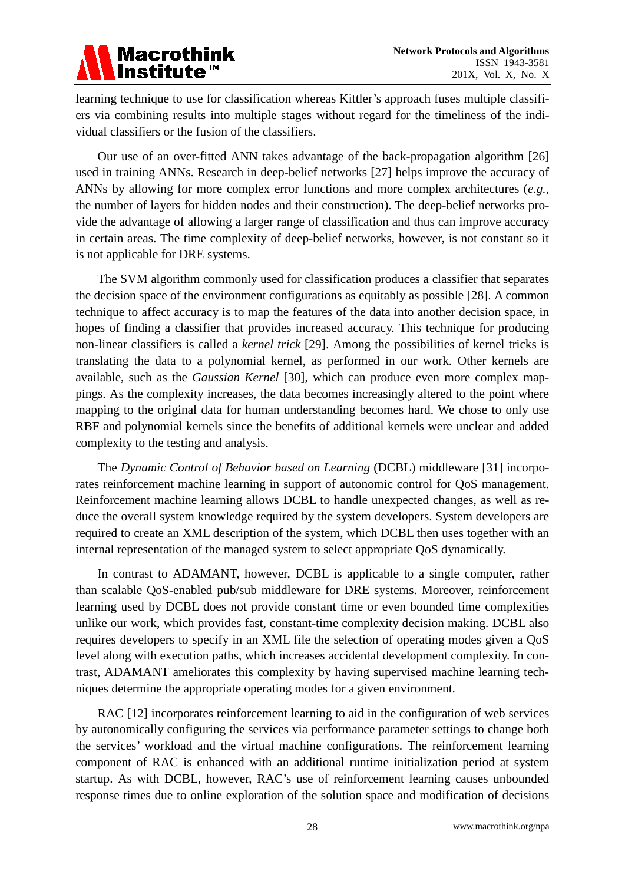learning technique to use for classification whereas Kittler's approach fuses multiple classifiers via combining results into multiple stages without regard for the timeliness of the individual classifiers or the fusion of the classifiers.

Our use of an over-fitted ANN takes advantage of the back-propagation algorithm [26] used in training ANNs. Research in deep-belief networks [27] helps improve the accuracy of ANNs by allowing for more complex error functions and more complex architectures (*e.g.*, the number of layers for hidden nodes and their construction). The deep-belief networks provide the advantage of allowing a larger range of classification and thus can improve accuracy in certain areas. The time complexity of deep-belief networks, however, is not constant so it is not applicable for DRE systems.

The SVM algorithm commonly used for classification produces a classifier that separates the decision space of the environment configurations as equitably as possible [28]. A common technique to affect accuracy is to map the features of the data into another decision space, in hopes of finding a classifier that provides increased accuracy. This technique for producing non-linear classifiers is called a *kernel trick* [29]. Among the possibilities of kernel tricks is translating the data to a polynomial kernel, as performed in our work. Other kernels are available, such as the *Gaussian Kernel* [30], which can produce even more complex mappings. As the complexity increases, the data becomes increasingly altered to the point where mapping to the original data for human understanding becomes hard. We chose to only use RBF and polynomial kernels since the benefits of additional kernels were unclear and added complexity to the testing and analysis.

The *Dynamic Control of Behavior based on Learning* (DCBL) middleware [31] incorporates reinforcement machine learning in support of autonomic control for QoS management. Reinforcement machine learning allows DCBL to handle unexpected changes, as well as reduce the overall system knowledge required by the system developers. System developers are required to create an XML description of the system, which DCBL then uses together with an internal representation of the managed system to select appropriate QoS dynamically.

In contrast to ADAMANT, however, DCBL is applicable to a single computer, rather than scalable QoS-enabled pub/sub middleware for DRE systems. Moreover, reinforcement learning used by DCBL does not provide constant time or even bounded time complexities unlike our work, which provides fast, constant-time complexity decision making. DCBL also requires developers to specify in an XML file the selection of operating modes given a QoS level along with execution paths, which increases accidental development complexity. In contrast, ADAMANT ameliorates this complexity by having supervised machine learning techniques determine the appropriate operating modes for a given environment.

RAC [12] incorporates reinforcement learning to aid in the configuration of web services by autonomically configuring the services via performance parameter settings to change both the services' workload and the virtual machine configurations. The reinforcement learning component of RAC is enhanced with an additional runtime initialization period at system startup. As with DCBL, however, RAC's use of reinforcement learning causes unbounded response times due to online exploration of the solution space and modification of decisions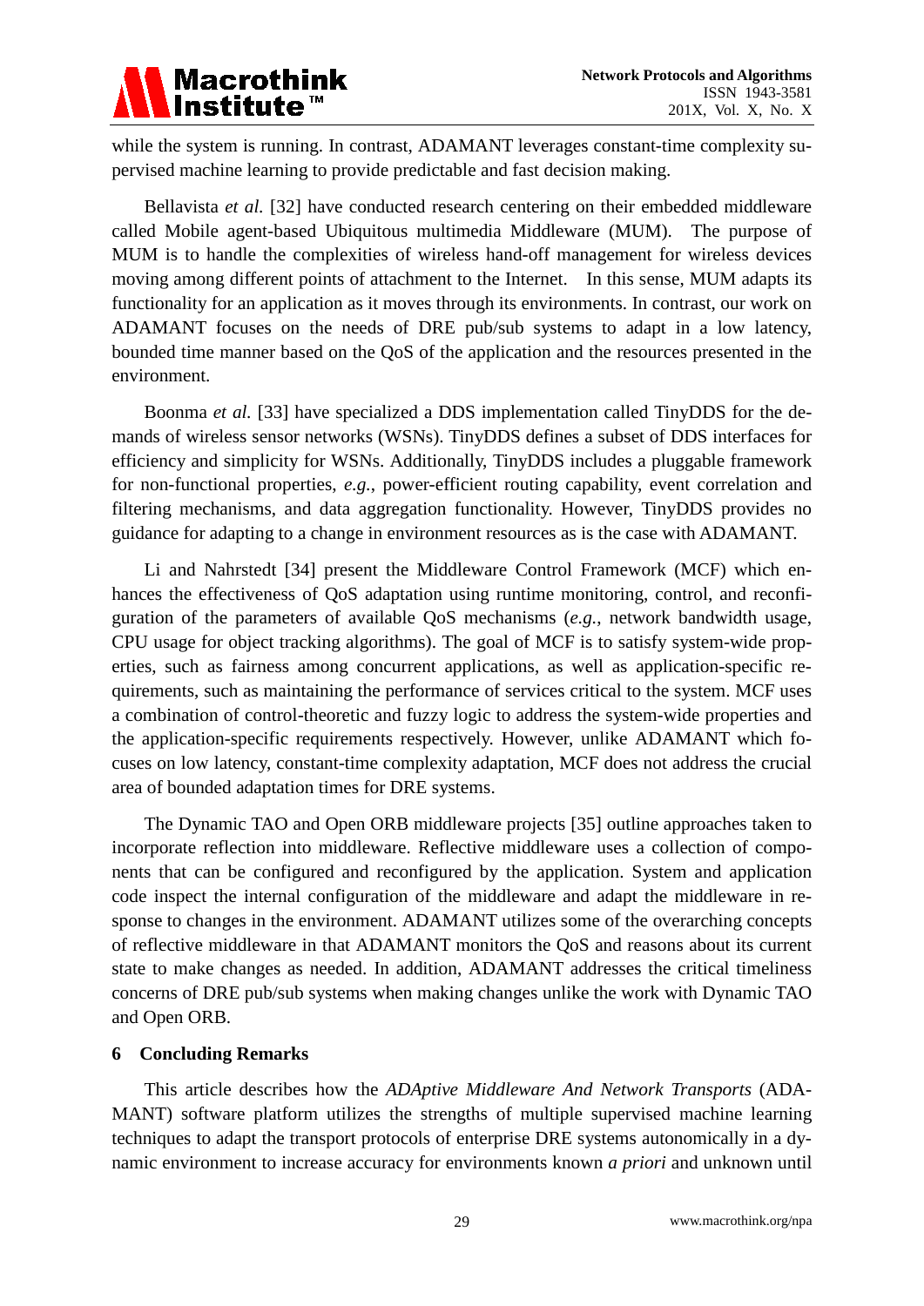while the system is running. In contrast, ADAMANT leverages constant-time complexity supervised machine learning to provide predictable and fast decision making.

Bellavista *et al.* [32] have conducted research centering on their embedded middleware called Mobile agent-based Ubiquitous multimedia Middleware (MUM). The purpose of MUM is to handle the complexities of wireless hand-off management for wireless devices moving among different points of attachment to the Internet. In this sense, MUM adapts its functionality for an application as it moves through its environments. In contrast, our work on ADAMANT focuses on the needs of DRE pub/sub systems to adapt in a low latency, bounded time manner based on the QoS of the application and the resources presented in the environment.

Boonma *et al.* [33] have specialized a DDS implementation called TinyDDS for the demands of wireless sensor networks (WSNs). TinyDDS defines a subset of DDS interfaces for efficiency and simplicity for WSNs. Additionally, TinyDDS includes a pluggable framework for non-functional properties, *e.g.*, power-efficient routing capability, event correlation and filtering mechanisms, and data aggregation functionality. However, TinyDDS provides no guidance for adapting to a change in environment resources as is the case with ADAMANT.

Li and Nahrstedt [34] present the Middleware Control Framework (MCF) which enhances the effectiveness of QoS adaptation using runtime monitoring, control, and reconfiguration of the parameters of available QoS mechanisms (*e.g.*, network bandwidth usage, CPU usage for object tracking algorithms). The goal of MCF is to satisfy system-wide properties, such as fairness among concurrent applications, as well as application-specific requirements, such as maintaining the performance of services critical to the system. MCF uses a combination of control-theoretic and fuzzy logic to address the system-wide properties and the application-specific requirements respectively. However, unlike ADAMANT which focuses on low latency, constant-time complexity adaptation, MCF does not address the crucial area of bounded adaptation times for DRE systems.

The Dynamic TAO and Open ORB middleware projects [35] outline approaches taken to incorporate reflection into middleware. Reflective middleware uses a collection of components that can be configured and reconfigured by the application. System and application code inspect the internal configuration of the middleware and adapt the middleware in response to changes in the environment. ADAMANT utilizes some of the overarching concepts of reflective middleware in that ADAMANT monitors the QoS and reasons about its current state to make changes as needed. In addition, ADAMANT addresses the critical timeliness concerns of DRE pub/sub systems when making changes unlike the work with Dynamic TAO and Open ORB.

## 6 Concluding Remarks

This article describes how the *ADAptive Middleware And Network Transports* (ADAMANT) software platform utilizes the strengths of multiple supervised machine learning techniques to adapt the transport protocols of enterprise DRE systems autonomically in a dynamic environment to increase accuracy for environments known *a priori* and unknown until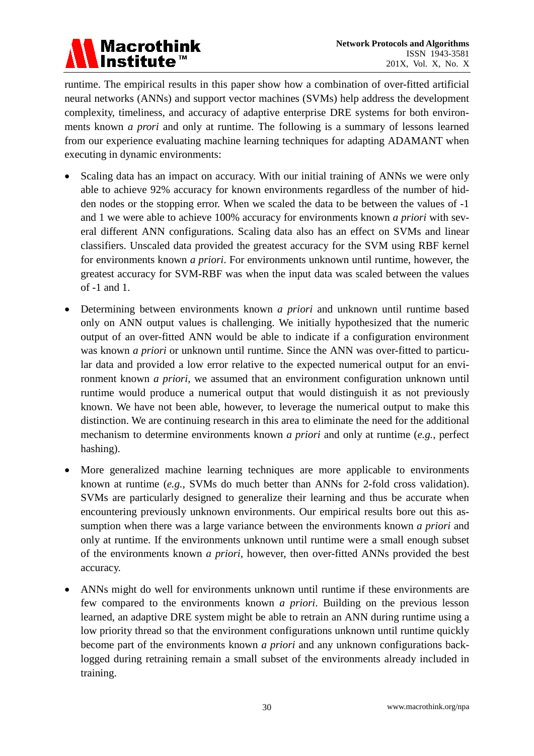runtime. The empirical results in this paper show how a combination of over-fitted artificial neural networks (ANNs) and support vector machines (SVMs) help address the development complexity, timeliness, and accuracy of adaptive enterprise DRE systems for both environments known *a prori* and only at runtime. The following is a summary of lessons learned from our experience evaluating machine learning techniques for adapting ADAMANT when executing in dynamic environments:

- Scaling data has an impact on accuracy. With our initial training of ANNs we were only able to achieve 92% accuracy for known environments regardless of the number of hidden nodes or the stopping error. When we scaled the data to be between the values of -1 and 1 we were able to achieve 100% accuracy for environments known *a priori* with several different ANN configurations. Scaling data also has an effect on SVMs and linear classifiers. Unscaled data provided the greatest accuracy for the SVM using RBF kernel for environments known *a priori*. For environments unknown until runtime, however, the greatest accuracy for SVM-RBF was when the input data was scaled between the values of -1 and 1.

- Determining between environments known *a priori* and unknown until runtime based only on ANN output values is challenging. We initially hypothesized that the numeric output of an over-fitted ANN would be able to indicate if a configuration environment was known *a priori* or unknown until runtime. Since the ANN was over-fitted to particular data and provided a low error relative to the expected numerical output for an environment known *a priori*, we assumed that an environment configuration unknown until runtime would produce a numerical output that would distinguish it as not previously known. We have not been able, however, to leverage the numerical output to make this distinction. We are continuing research in this area to eliminate the need for the additional mechanism to determine environments known *a priori* and only at runtime (*e.g.*, perfect hashing).

- More generalized machine learning techniques are more applicable to environments known at runtime (*e.g.*, SVMs do much better than ANNs for 2-fold cross validation). SVMs are particularly designed to generalize their learning and thus be accurate when encountering previously unknown environments. Our empirical results bore out this assumption when there was a large variance between the environments known *a priori* and only at runtime. If the environments unknown until runtime were a small enough subset of the environments known *a priori*, however, then over-fitted ANNs provided the best accuracy.

- ANNs might do well for environments unknown until runtime if these environments are few compared to the environments known *a priori*. Building on the previous lesson learned, an adaptive DRE system might be able to retrain an ANN during runtime using a low priority thread so that the environment configurations unknown until runtime quickly become part of the environments known *a priori* and any unknown configurations backlogged during retraining remain a small subset of the environments already included in training.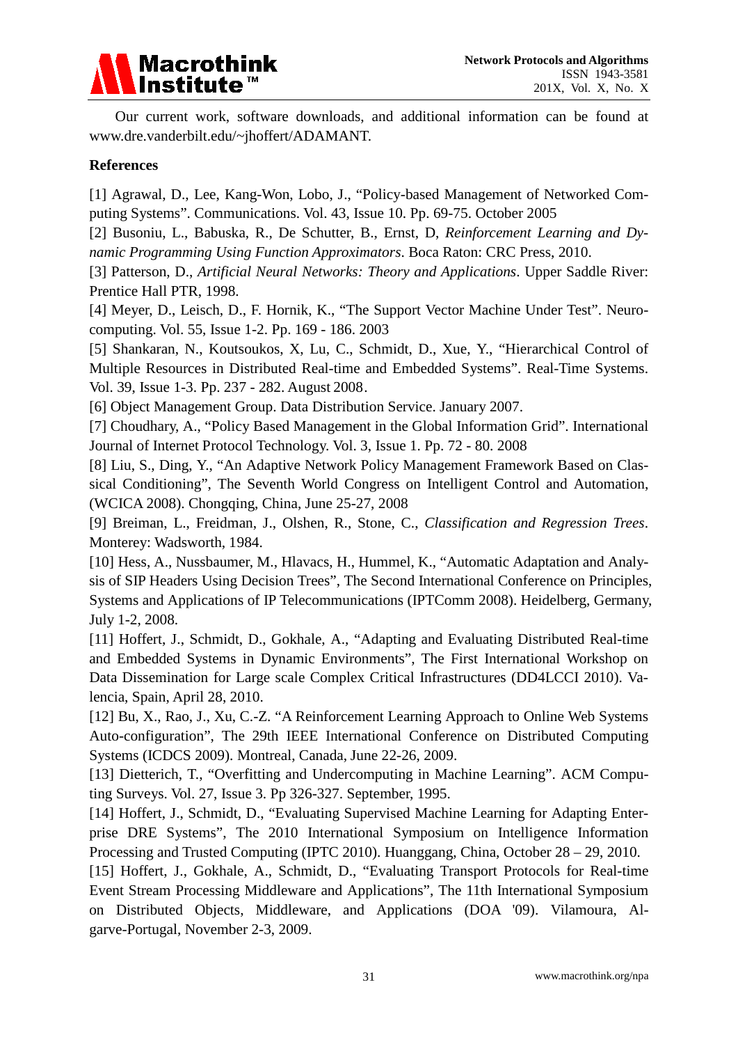Our current work, software downloads, and additional information can be found at www.dre.vanderbilt.edu/~jhoffert/ADAMANT.

## References

[1] Agrawal, D., Lee, Kang-Won, Lobo, J., "Policy-based Management of Networked Computing Systems". Communications. Vol. 43, Issue 10. Pp. 69-75. October 2005

[2] Busoniu, L., Babuska, R., De Schutter, B., Ernst, D, *Reinforcement Learning and Dynamic Programming Using Function Approximators*. Boca Raton: CRC Press, 2010.

[3] Patterson, D., *Artificial Neural Networks: Theory and Applications*. Upper Saddle River: Prentice Hall PTR, 1998.

[4] Meyer, D., Leisch, D., F. Hornik, K., "The Support Vector Machine Under Test". Neurocomputing. Vol. 55, Issue 1-2. Pp. 169 - 186. 2003

[5] Shankaran, N., Koutsoukos, X, Lu, C., Schmidt, D., Xue, Y., "Hierarchical Control of Multiple Resources in Distributed Real-time and Embedded Systems". Real-Time Systems. Vol. 39, Issue 1-3. Pp. 237 - 282. August 2008.

[6] Object Management Group. Data Distribution Service. January 2007.

[7] Choudhary, A., "Policy Based Management in the Global Information Grid". International Journal of Internet Protocol Technology. Vol. 3, Issue 1. Pp. 72 - 80. 2008

[8] Liu, S., Ding, Y., "An Adaptive Network Policy Management Framework Based on Classical Conditioning", The Seventh World Congress on Intelligent Control and Automation, (WCICA 2008). Chongqing, China, June 25-27, 2008

[9] Breiman, L., Freidman, J., Olshen, R., Stone, C., *Classification and Regression Trees*. Monterey: Wadsworth, 1984.

[10] Hess, A., Nussbaumer, M., Hlavacs, H., Hummel, K., "Automatic Adaptation and Analysis of SIP Headers Using Decision Trees", The Second International Conference on Principles, Systems and Applications of IP Telecommunications (IPTComm 2008). Heidelberg, Germany, July 1-2, 2008.

[11] Hoffert, J., Schmidt, D., Gokhale, A., "Adapting and Evaluating Distributed Real-time and Embedded Systems in Dynamic Environments", The First International Workshop on Data Dissemination for Large scale Complex Critical Infrastructures (DD4LCCI 2010). Valencia, Spain, April 28, 2010.

[12] Bu, X., Rao, J., Xu, C.-Z. "A Reinforcement Learning Approach to Online Web Systems Auto-configuration", The 29th IEEE International Conference on Distributed Computing Systems (ICDCS 2009). Montreal, Canada, June 22-26, 2009.

[13] Dietterich, T., "Overfitting and Undercomputing in Machine Learning". ACM Computing Surveys. Vol. 27, Issue 3. Pp 326-327. September, 1995.

[14] Hoffert, J., Schmidt, D., "Evaluating Supervised Machine Learning for Adapting Enterprise DRE Systems", The 2010 International Symposium on Intelligence Information Processing and Trusted Computing (IPTC 2010). Huanggang, China, October 28 – 29, 2010.

[15] Hoffert, J., Gokhale, A., Schmidt, D., "Evaluating Transport Protocols for Real-time Event Stream Processing Middleware and Applications", The 11th International Symposium on Distributed Objects, Middleware, and Applications (DOA '09). Vilamoura, Algarve-Portugal, November 2-3, 2009.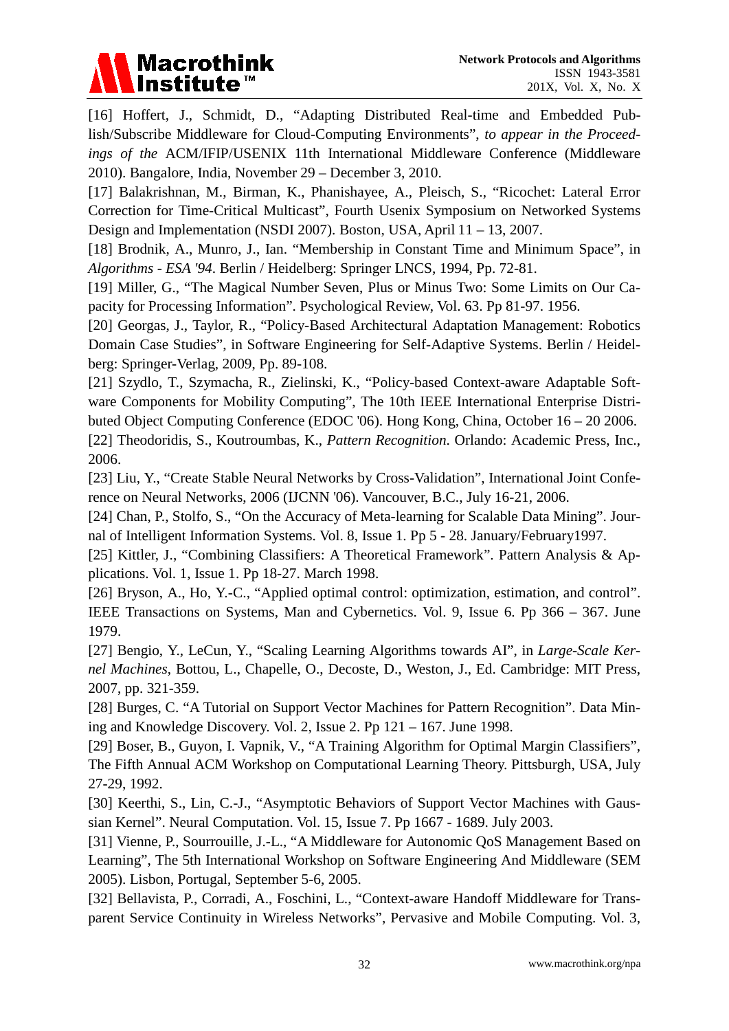[16] Hoffert, J., Schmidt, D., "Adapting Distributed Real-time and Embedded Publish/Subscribe Middleware for Cloud-Computing Environments", *to appear in the Proceedings of the* ACM/IFIP/USENIX 11th International Middleware Conference (Middleware 2010). Bangalore, India, November 29 – December 3, 2010.

[17] Balakrishnan, M., Birman, K., Phanishayee, A., Pleisch, S., "Ricochet: Lateral Error Correction for Time-Critical Multicast", Fourth Usenix Symposium on Networked Systems Design and Implementation (NSDI 2007). Boston, USA, April 11 – 13, 2007.

[18] Brodnik, A., Munro, J., Ian. "Membership in Constant Time and Minimum Space", in *Algorithms - ESA '94*. Berlin / Heidelberg: Springer LNCS, 1994, Pp. 72-81.

[19] Miller, G., "The Magical Number Seven, Plus or Minus Two: Some Limits on Our Capacity for Processing Information". Psychological Review, Vol. 63. Pp 81-97. 1956.

[20] Georgas, J., Taylor, R., "Policy-Based Architectural Adaptation Management: Robotics Domain Case Studies", in Software Engineering for Self-Adaptive Systems. Berlin / Heidelberg: Springer-Verlag, 2009, Pp. 89-108.

[21] Szydlo, T., Szymacha, R., Zielinski, K., "Policy-based Context-aware Adaptable Software Components for Mobility Computing", The 10th IEEE International Enterprise Distributed Object Computing Conference (EDOC '06). Hong Kong, China, October 16 – 20 2006.

[22] Theodoridis, S., Koutroumbas, K., *Pattern Recognition*. Orlando: Academic Press, Inc., 2006.

[23] Liu, Y., "Create Stable Neural Networks by Cross-Validation", International Joint Conference on Neural Networks, 2006 (IJCNN '06). Vancouver, B.C., July 16-21, 2006.

[24] Chan, P., Stolfo, S., "On the Accuracy of Meta-learning for Scalable Data Mining". Journal of Intelligent Information Systems. Vol. 8, Issue 1. Pp 5 - 28. January/February1997.

[25] Kittler, J., "Combining Classifiers: A Theoretical Framework". Pattern Analysis & Applications. Vol. 1, Issue 1. Pp 18-27. March 1998.

[26] Bryson, A., Ho, Y.-C., "Applied optimal control: optimization, estimation, and control". IEEE Transactions on Systems, Man and Cybernetics. Vol. 9, Issue 6. Pp 366 – 367. June 1979.

[27] Bengio, Y., LeCun, Y., "Scaling Learning Algorithms towards AI", in *Large-Scale Kernel Machines*, Bottou, L., Chapelle, O., Decoste, D., Weston, J., Ed. Cambridge: MIT Press, 2007, pp. 321-359.

[28] Burges, C. "A Tutorial on Support Vector Machines for Pattern Recognition". Data Mining and Knowledge Discovery. Vol. 2, Issue 2. Pp 121 – 167. June 1998.

[29] Boser, B., Guyon, I. Vapnik, V., "A Training Algorithm for Optimal Margin Classifiers", The Fifth Annual ACM Workshop on Computational Learning Theory. Pittsburgh, USA, July 27-29, 1992.

[30] Keerthi, S., Lin, C.-J., "Asymptotic Behaviors of Support Vector Machines with Gaussian Kernel". Neural Computation. Vol. 15, Issue 7. Pp 1667 - 1689. July 2003.

[31] Vienne, P., Sourrouille, J.-L., "A Middleware for Autonomic QoS Management Based on Learning", The 5th International Workshop on Software Engineering And Middleware (SEM 2005). Lisbon, Portugal, September 5-6, 2005.

[32] Bellavista, P., Corradi, A., Foschini, L., "Context-aware Handoff Middleware for Transparent Service Continuity in Wireless Networks", Pervasive and Mobile Computing. Vol. 3,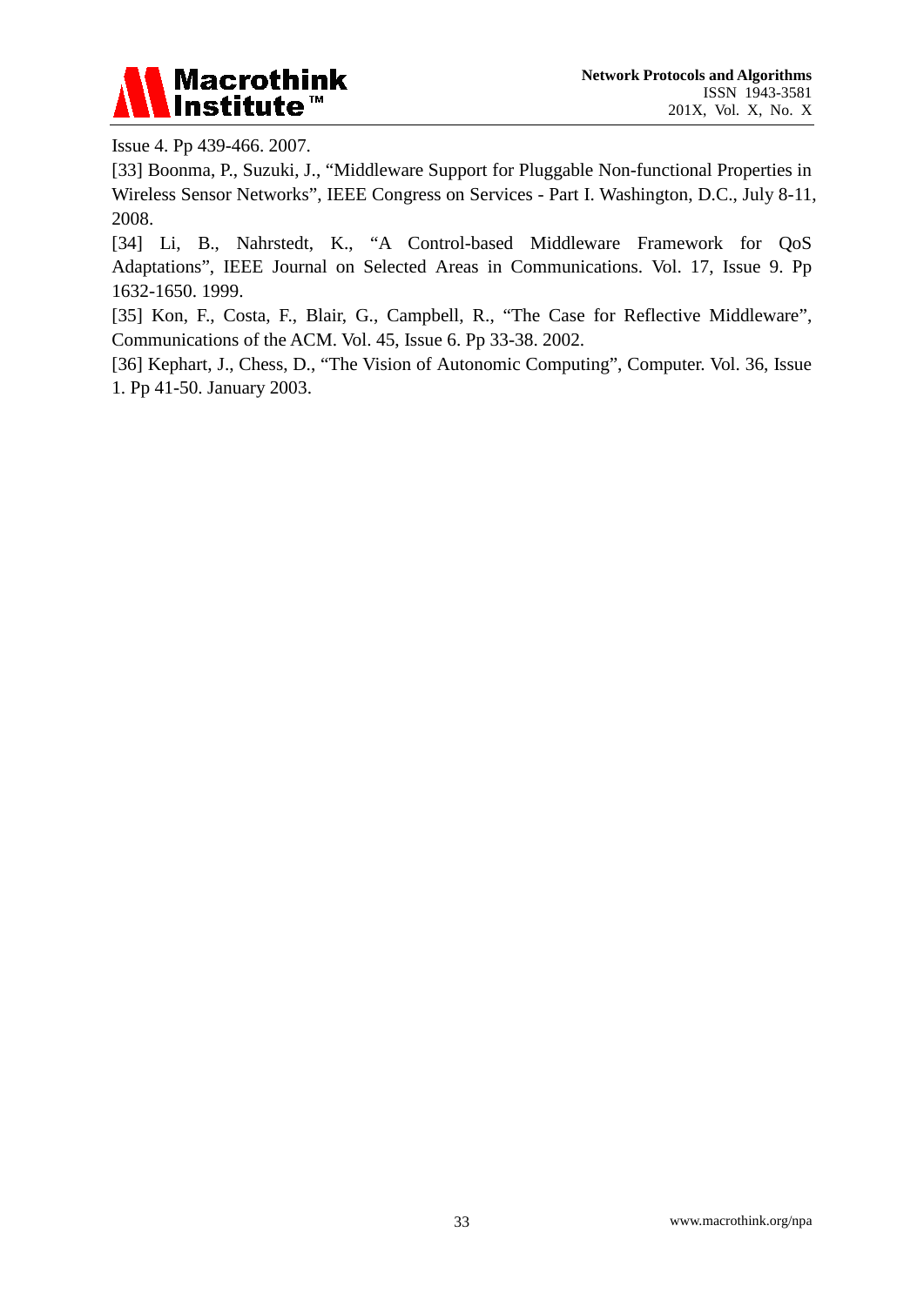Issue 4. Pp 439-466. 2007.

[33] Boonma, P., Suzuki, J., “Middleware Support for Pluggable Non-functional Properties in Wireless Sensor Networks”, IEEE Congress on Services - Part I. Washington, D.C., July 8-11, 2008.

[34] Li, B., Nahrstedt, K., “A Control-based Middleware Framework for QoS Adaptations”, IEEE Journal on Selected Areas in Communications. Vol. 17, Issue 9. Pp 1632-1650. 1999.

[35] Kon, F., Costa, F., Blair, G., Campbell, R., “The Case for Reflective Middleware”, Communications of the ACM. Vol. 45, Issue 6. Pp 33-38. 2002.

[36] Kephart, J., Chess, D., “The Vision of Autonomic Computing”, Computer. Vol. 36, Issue 1. Pp 41-50. January 2003.